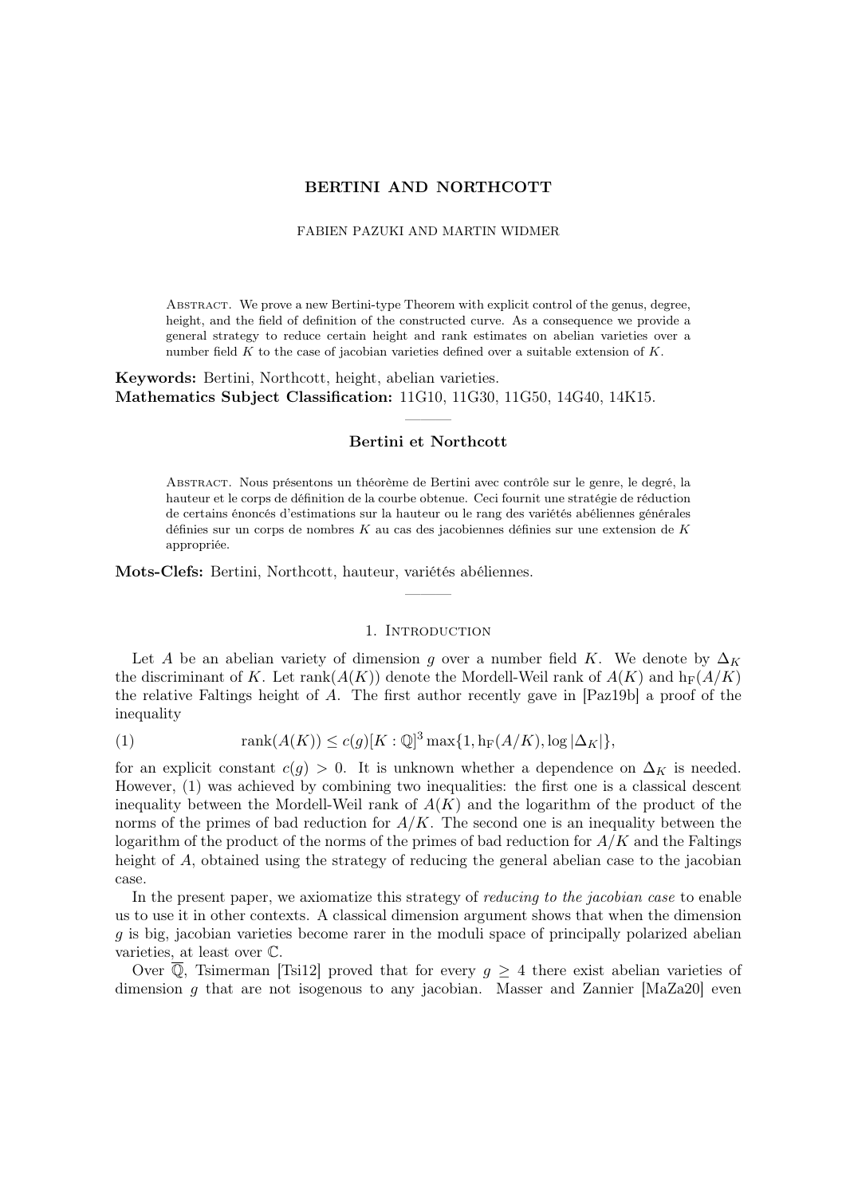# BERTINI AND NORTHCOTT

FABIEN PAZUKI AND MARTIN WIDMER

Abstract. We prove a new Bertini-type Theorem with explicit control of the genus, degree, height, and the field of definition of the constructed curve. As a consequence we provide a general strategy to reduce certain height and rank estimates on abelian varieties over a number field $K$ to the case of jacobian varieties defined over a suitable extension of $K$.

**Keywords:** Bertini, Northcott, height, abelian varieties.
**Mathematics Subject Classification:** 11G10, 11G30, 11G50, 14G40, 14K15.

---

## Bertini et Northcott

Abstract. Nous présentons un théorème de Bertini avec contrôle sur le genre, le degré, la hauteur et le corps de définition de la courbe obtenue. Ceci fournit une stratégie de réduction de certains énoncés d'estimations sur la hauteur ou le rang des variétés abéliennes générales définies sur un corps de nombres $K$ au cas des jacobiennes définies sur une extension de $K$ appropriée.

**Mots-Clefs:** Bertini, Northcott, hauteur, variétés abéliennes.

---

## 1. Introduction

Let $A$ be an abelian variety of dimension $g$ over a number field $K$. We denote by $\Delta_K$ the discriminant of $K$. Let $\mathrm{rank}(A(K))$ denote the Mordell-Weil rank of $A(K)$ and $\mathrm{h_F}(A/K)$ the relative Faltings height of $A$. The first author recently gave in [Paz19b] a proof of the inequality

$$\mathrm{rank}(A(K)) \leq c(g)[K:\mathbb{Q}]^3 \max\{1, \mathrm{h_F}(A/K), \log|\Delta_K|\}, \tag{1}$$

for an explicit constant $c(g) > 0$. It is unknown whether a dependence on $\Delta_K$ is needed. However, (1) was achieved by combining two inequalities: the first one is a classical descent inequality between the Mordell-Weil rank of $A(K)$ and the logarithm of the product of the norms of the primes of bad reduction for $A/K$. The second one is an inequality between the logarithm of the product of the norms of the primes of bad reduction for $A/K$ and the Faltings height of $A$, obtained using the strategy of reducing the general abelian case to the jacobian case.

In the present paper, we axiomatize this strategy of *reducing to the jacobian case* to enable us to use it in other contexts. A classical dimension argument shows that when the dimension $g$ is big, jacobian varieties become rarer in the moduli space of principally polarized abelian varieties, at least over $\mathbb{C}$.

Over $\overline{\mathbb{Q}}$, Tsimerman [Tsi12] proved that for every $g \geq 4$ there exist abelian varieties of dimension $g$ that are not isogenous to any jacobian. Masser and Zannier [MaZa20] even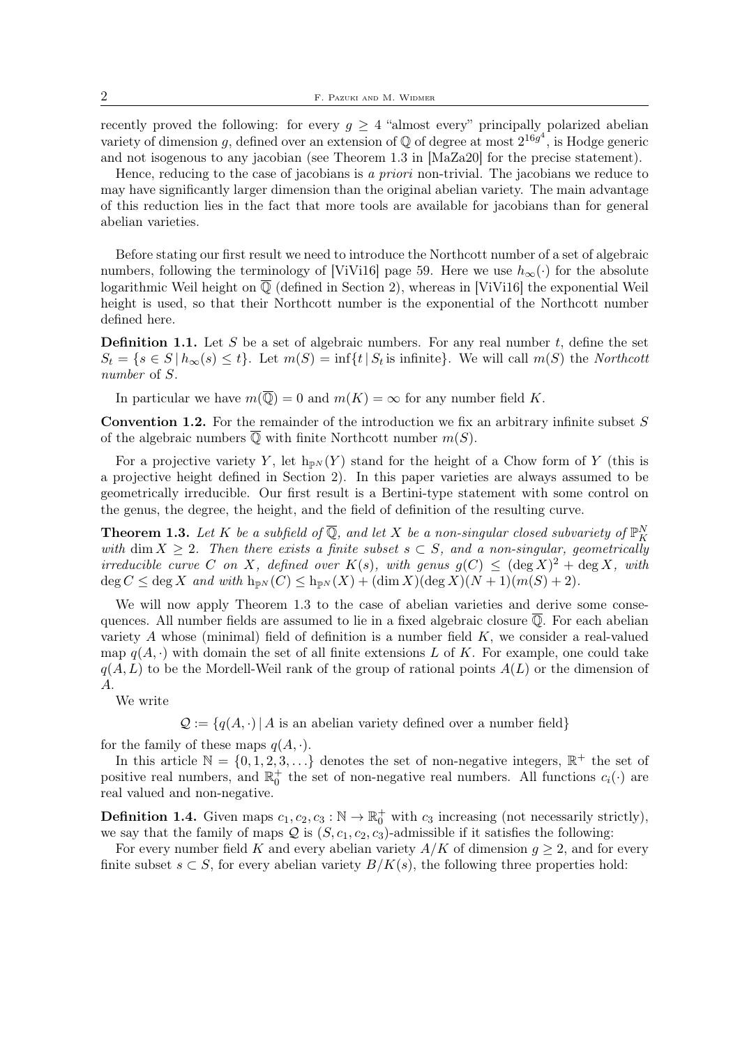recently proved the following: for every $g \geq 4$ "almost every" principally polarized abelian variety of dimension $g$, defined over an extension of $\mathbb{Q}$ of degree at most $2^{16g^4}$, is Hodge generic and not isogenous to any jacobian (see Theorem 1.3 in [MaZa20] for the precise statement).

Hence, reducing to the case of jacobians is *a priori* non-trivial. The jacobians we reduce to may have significantly larger dimension than the original abelian variety. The main advantage of this reduction lies in the fact that more tools are available for jacobians than for general abelian varieties.

Before stating our first result we need to introduce the Northcott number of a set of algebraic numbers, following the terminology of [ViVi16] page 59. Here we use $h_\infty(\cdot)$ for the absolute logarithmic Weil height on $\overline{\mathbb{Q}}$ (defined in Section 2), whereas in [ViVi16] the exponential Weil height is used, so that their Northcott number is the exponential of the Northcott number defined here.

**Definition 1.1.** Let $S$ be a set of algebraic numbers. For any real number $t$, define the set $S_t = \{s \in S \,|\, h_\infty(s) \leq t\}$. Let $m(S) = \inf\{t \,|\, S_t \text{ is infinite}\}$. We will call $m(S)$ the *Northcott number* of $S$.

In particular we have $m(\overline{\mathbb{Q}}) = 0$ and $m(K) = \infty$ for any number field $K$.

**Convention 1.2.** For the remainder of the introduction we fix an arbitrary infinite subset $S$ of the algebraic numbers $\overline{\mathbb{Q}}$ with finite Northcott number $m(S)$.

For a projective variety $Y$, let $\mathrm{h}_{\mathbb{P}^N}(Y)$ stand for the height of a Chow form of $Y$ (this is a projective height defined in Section 2). In this paper varieties are always assumed to be geometrically irreducible. Our first result is a Bertini-type statement with some control on the genus, the degree, the height, and the field of definition of the resulting curve.

**Theorem 1.3.** *Let $K$ be a subfield of $\overline{\mathbb{Q}}$, and let $X$ be a non-singular closed subvariety of $\mathbb{P}^N_K$ with $\dim X \geq 2$. Then there exists a finite subset $s \subset S$, and a non-singular, geometrically irreducible curve $C$ on $X$, defined over $K(s)$, with genus $g(C) \leq (\deg X)^2 + \deg X$, with $\deg C \leq \deg X$ and with $\mathrm{h}_{\mathbb{P}^N}(C) \leq \mathrm{h}_{\mathbb{P}^N}(X) + (\dim X)(\deg X)(N+1)(m(S)+2)$.*

We will now apply Theorem 1.3 to the case of abelian varieties and derive some consequences. All number fields are assumed to lie in a fixed algebraic closure $\overline{\mathbb{Q}}$. For each abelian variety $A$ whose (minimal) field of definition is a number field $K$, we consider a real-valued map $q(A, \cdot)$ with domain the set of all finite extensions $L$ of $K$. For example, one could take $q(A, L)$ to be the Mordell-Weil rank of the group of rational points $A(L)$ or the dimension of $A$.

We write

$$\mathcal{Q} := \{q(A, \cdot) \,|\, A \text{ is an abelian variety defined over a number field}\}$$

for the family of these maps $q(A, \cdot)$.

In this article $\mathbb{N} = \{0, 1, 2, 3, \ldots\}$ denotes the set of non-negative integers, $\mathbb{R}^+$ the set of positive real numbers, and $\mathbb{R}^+_0$ the set of non-negative real numbers. All functions $c_i(\cdot)$ are real valued and non-negative.

**Definition 1.4.** Given maps $c_1, c_2, c_3 : \mathbb{N} \to \mathbb{R}^+_0$ with $c_3$ increasing (not necessarily strictly), we say that the family of maps $\mathcal{Q}$ is $(S, c_1, c_2, c_3)$-admissible if it satisfies the following:

For every number field $K$ and every abelian variety $A/K$ of dimension $g \geq 2$, and for every finite subset $s \subset S$, for every abelian variety $B/K(s)$, the following three properties hold: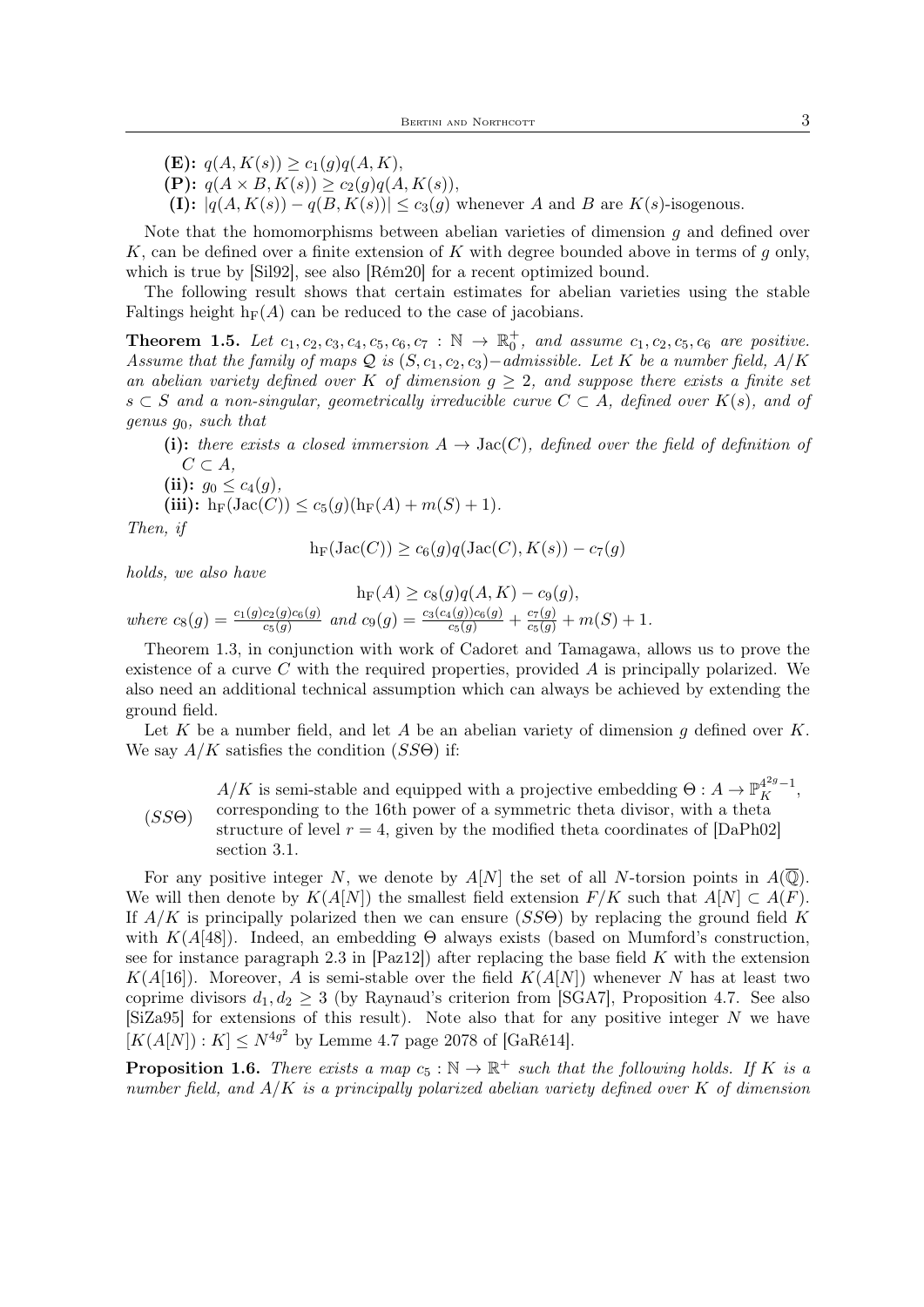**(E):** $q(A, K(s)) \geq c_1(g) q(A, K)$,

**(P):** $q(A \times B, K(s)) \geq c_2(g) q(A, K(s))$,

**(I):** $|q(A, K(s)) - q(B, K(s))| \leq c_3(g)$ whenever $A$ and $B$ are $K(s)$-isogenous.

Note that the homomorphisms between abelian varieties of dimension $g$ and defined over $K$, can be defined over a finite extension of $K$ with degree bounded above in terms of $g$ only, which is true by [Sil92], see also [Rém20] for a recent optimized bound.

The following result shows that certain estimates for abelian varieties using the stable Faltings height $\mathrm{h_F}(A)$ can be reduced to the case of jacobians.

**Theorem 1.5.** *Let $c_1, c_2, c_3, c_4, c_5, c_6, c_7 : \mathbb{N} \to \mathbb{R}_0^+$, and assume $c_1, c_2, c_5, c_6$ are positive. Assume that the family of maps $\mathcal{Q}$ is $(S, c_1, c_2, c_3)-$admissible. Let $K$ be a number field, $A/K$ an abelian variety defined over $K$ of dimension $g \geq 2$, and suppose there exists a finite set $s \subset S$ and a non-singular, geometrically irreducible curve $C \subset A$, defined over $K(s)$, and of genus $g_0$, such that*

**(i):** *there exists a closed immersion $A \to \mathrm{Jac}(C)$, defined over the field of definition of $C \subset A$,*

**(ii):** $g_0 \leq c_4(g)$,

**(iii):** $\mathrm{h_F}(\mathrm{Jac}(C)) \leq c_5(g)(\mathrm{h_F}(A) + m(S) + 1)$.

*Then, if*

$$\mathrm{h_F}(\mathrm{Jac}(C)) \geq c_6(g) q(\mathrm{Jac}(C), K(s)) - c_7(g)$$

*holds, we also have*

$$\mathrm{h_F}(A) \geq c_8(g) q(A, K) - c_9(g),$$

*where $c_8(g) = \frac{c_1(g)c_2(g)c_6(g)}{c_5(g)}$ and $c_9(g) = \frac{c_3(c_4(g))c_6(g)}{c_5(g)} + \frac{c_7(g)}{c_5(g)} + m(S) + 1$.*

Theorem 1.3, in conjunction with work of Cadoret and Tamagawa, allows us to prove the existence of a curve $C$ with the required properties, provided $A$ is principally polarized. We also need an additional technical assumption which can always be achieved by extending the ground field.

Let $K$ be a number field, and let $A$ be an abelian variety of dimension $g$ defined over $K$. We say $A/K$ satisfies the condition $(SS\Theta)$ if:

$(SS\Theta)$ $A/K$ is semi-stable and equipped with a projective embedding $\Theta : A \to \mathbb{P}_K^{4^{2g}-1}$, corresponding to the 16th power of a symmetric theta divisor, with a theta structure of level $r = 4$, given by the modified theta coordinates of [DaPh02] section 3.1.

For any positive integer $N$, we denote by $A[N]$ the set of all $N$-torsion points in $A(\overline{\mathbb{Q}})$. We will then denote by $K(A[N])$ the smallest field extension $F/K$ such that $A[N] \subset A(F)$. If $A/K$ is principally polarized then we can ensure $(SS\Theta)$ by replacing the ground field $K$ with $K(A[48])$. Indeed, an embedding $\Theta$ always exists (based on Mumford's construction, see for instance paragraph 2.3 in [Paz12]) after replacing the base field $K$ with the extension $K(A[16])$. Moreover, $A$ is semi-stable over the field $K(A[N])$ whenever $N$ has at least two coprime divisors $d_1, d_2 \geq 3$ (by Raynaud's criterion from [SGA7], Proposition 4.7. See also [SiZa95] for extensions of this result). Note also that for any positive integer $N$ we have $[K(A[N]) : K] \leq N^{4g^2}$ by Lemme 4.7 page 2078 of [GaRé14].

**Proposition 1.6.** *There exists a map $c_5 : \mathbb{N} \to \mathbb{R}^+$ such that the following holds. If $K$ is a number field, and $A/K$ is a principally polarized abelian variety defined over $K$ of dimension*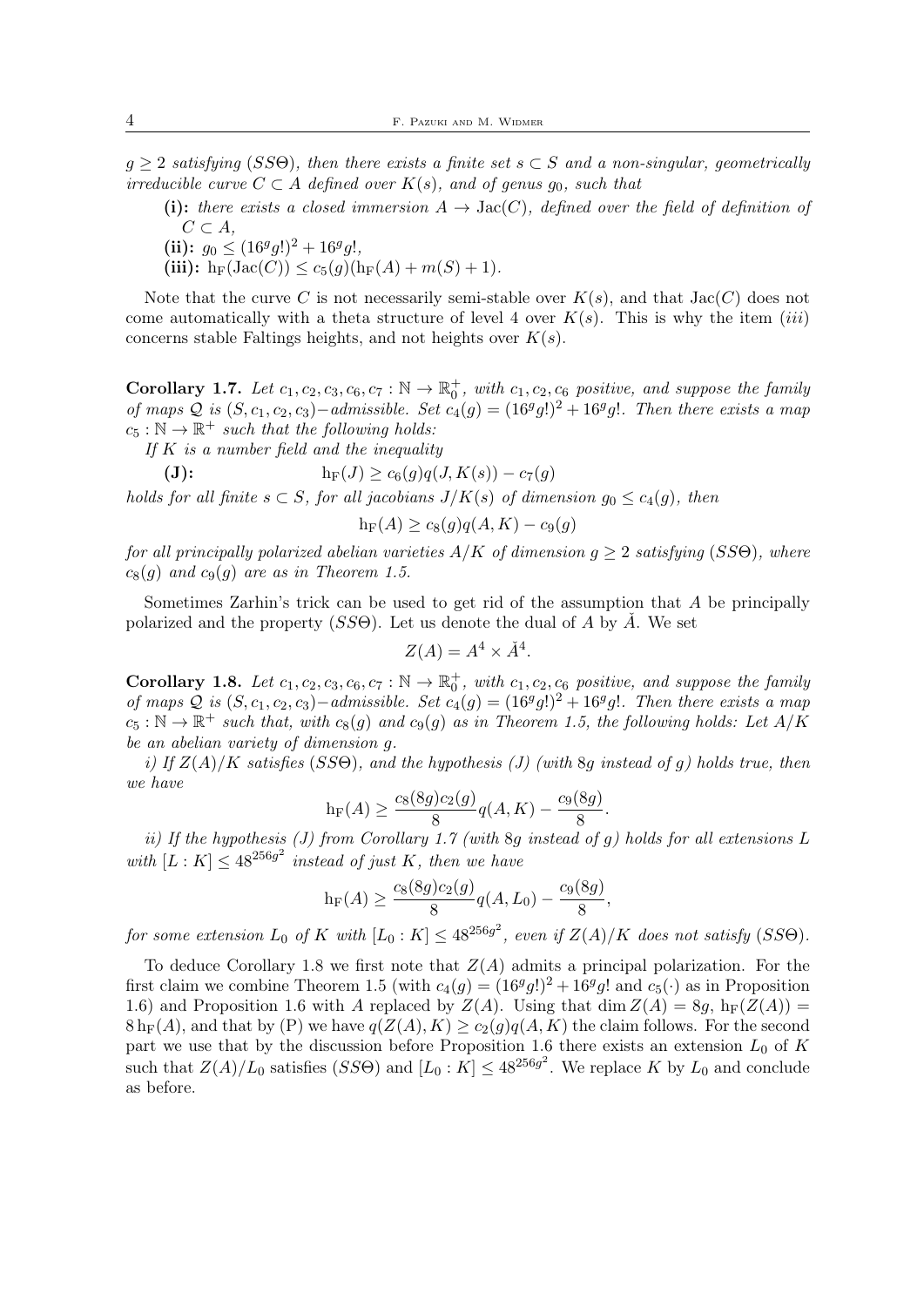*$g \geq 2$ satisfying ($SS\Theta$), then there exists a finite set $s \subset S$ and a non-singular, geometrically irreducible curve $C \subset A$ defined over $K(s)$, and of genus $g_0$, such that*

- **(i):** *there exists a closed immersion $A \to \mathrm{Jac}(C)$, defined over the field of definition of $C \subset A$,*
- **(ii):** $g_0 \leq (16^g g!)^2 + 16^g g!$,
- **(iii):** $\mathrm{h_F}(\mathrm{Jac}(C)) \leq c_5(g)(\mathrm{h_F}(A) + m(S) + 1)$.

Note that the curve $C$ is not necessarily semi-stable over $K(s)$, and that $\mathrm{Jac}(C)$ does not come automatically with a theta structure of level 4 over $K(s)$. This is why the item $(iii)$ concerns stable Faltings heights, and not heights over $K(s)$.

**Corollary 1.7.** *Let $c_1, c_2, c_3, c_6, c_7 : \mathbb{N} \to \mathbb{R}_0^+$, with $c_1, c_2, c_6$ positive, and suppose the family of maps $\mathcal{Q}$ is $(S, c_1, c_2, c_3)-$admissible. Set $c_4(g) = (16^g g!)^2 + 16^g g!$. Then there exists a map $c_5 : \mathbb{N} \to \mathbb{R}^+$ such that the following holds:*

*If $K$ is a number field and the inequality*

$$\textbf{(J):} \qquad \mathrm{h_F}(J) \geq c_6(g) q(J, K(s)) - c_7(g)$$

*holds for all finite $s \subset S$, for all jacobians $J/K(s)$ of dimension $g_0 \leq c_4(g)$, then*

$$\mathrm{h_F}(A) \geq c_8(g) q(A, K) - c_9(g)$$

*for all principally polarized abelian varieties $A/K$ of dimension $g \geq 2$ satisfying ($SS\Theta$), where $c_8(g)$ and $c_9(g)$ are as in Theorem 1.5.*

Sometimes Zarhin's trick can be used to get rid of the assumption that $A$ be principally polarized and the property ($SS\Theta$). Let us denote the dual of $A$ by $\check{A}$. We set

$$Z(A) = A^4 \times \check{A}^4.$$

**Corollary 1.8.** *Let $c_1, c_2, c_3, c_6, c_7 : \mathbb{N} \to \mathbb{R}_0^+$, with $c_1, c_2, c_6$ positive, and suppose the family of maps $\mathcal{Q}$ is $(S, c_1, c_2, c_3)-$admissible. Set $c_4(g) = (16^g g!)^2 + 16^g g!$. Then there exists a map $c_5 : \mathbb{N} \to \mathbb{R}^+$ such that, with $c_8(g)$ and $c_9(g)$ as in Theorem 1.5, the following holds: Let $A/K$ be an abelian variety of dimension $g$.*

*i) If $Z(A)/K$ satisfies ($SS\Theta$), and the hypothesis (J) (with $8g$ instead of $g$) holds true, then we have*

$$\mathrm{h_F}(A) \geq \frac{c_8(8g)c_2(g)}{8} q(A, K) - \frac{c_9(8g)}{8}.$$

*ii) If the hypothesis (J) from Corollary 1.7 (with $8g$ instead of $g$) holds for all extensions $L$ with $[L : K] \leq 48^{256g^2}$ instead of just $K$, then we have*

$$\mathrm{h_F}(A) \geq \frac{c_8(8g)c_2(g)}{8} q(A, L_0) - \frac{c_9(8g)}{8},$$

*for some extension $L_0$ of $K$ with $[L_0 : K] \leq 48^{256g^2}$, even if $Z(A)/K$ does not satisfy ($SS\Theta$).*

To deduce Corollary 1.8 we first note that $Z(A)$ admits a principal polarization. For the first claim we combine Theorem 1.5 (with $c_4(g) = (16^g g!)^2 + 16^g g!$ and $c_5(\cdot)$ as in Proposition 1.6) and Proposition 1.6 with $A$ replaced by $Z(A)$. Using that $\dim Z(A) = 8g$, $\mathrm{h_F}(Z(A)) = 8\,\mathrm{h_F}(A)$, and that by (P) we have $q(Z(A), K) \geq c_2(g) q(A, K)$ the claim follows. For the second part we use that by the discussion before Proposition 1.6 there exists an extension $L_0$ of $K$ such that $Z(A)/L_0$ satisfies ($SS\Theta$) and $[L_0 : K] \leq 48^{256g^2}$. We replace $K$ by $L_0$ and conclude as before.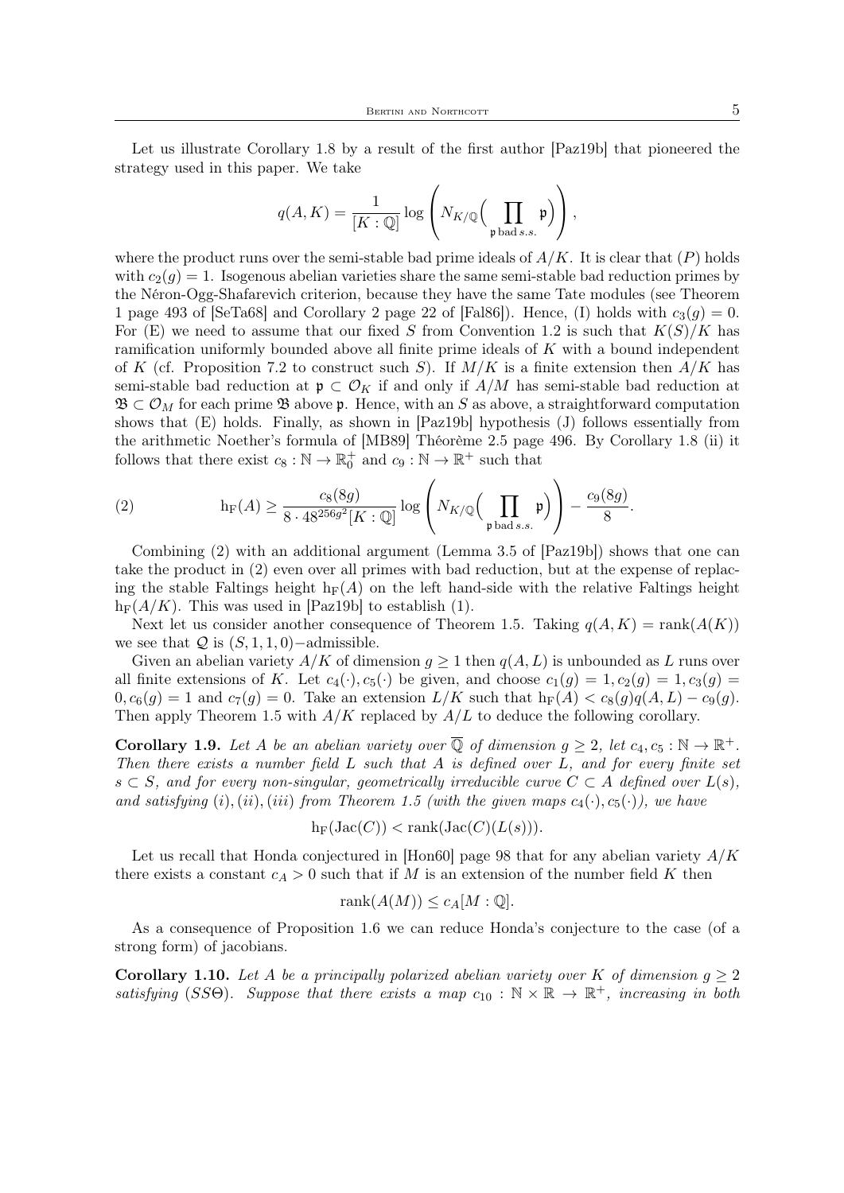Let us illustrate Corollary 1.8 by a result of the first author [Paz19b] that pioneered the strategy used in this paper. We take

$$q(A,K)=\frac{1}{[K:\mathbb{Q}]}\log\left(N_{K/\mathbb{Q}}\Big(\prod_{\mathfrak{p}\,\mathrm{bad}\,s.s.}\mathfrak{p}\Big)\right),$$

where the product runs over the semi-stable bad prime ideals of $A/K$. It is clear that $(P)$ holds with $c_2(g)=1$. Isogenous abelian varieties share the same semi-stable bad reduction primes by the Néron-Ogg-Shafarevich criterion, because they have the same Tate modules (see Theorem 1 page 493 of [SeTa68] and Corollary 2 page 22 of [Fal86]). Hence, (I) holds with $c_3(g)=0$. For (E) we need to assume that our fixed $S$ from Convention 1.2 is such that $K(S)/K$ has ramification uniformly bounded above all finite prime ideals of $K$ with a bound independent of $K$ (cf. Proposition 7.2 to construct such $S$). If $M/K$ is a finite extension then $A/K$ has semi-stable bad reduction at $\mathfrak{p}\subset\mathcal{O}_K$ if and only if $A/M$ has semi-stable bad reduction at $\mathfrak{B}\subset\mathcal{O}_M$ for each prime $\mathfrak{B}$ above $\mathfrak{p}$. Hence, with an $S$ as above, a straightforward computation shows that (E) holds. Finally, as shown in [Paz19b] hypothesis (J) follows essentially from the arithmetic Noether's formula of [MB89] Théorème 2.5 page 496. By Corollary 1.8 (ii) it follows that there exist $c_8:\mathbb{N}\to\mathbb{R}_0^+$ and $c_9:\mathbb{N}\to\mathbb{R}^+$ such that

$$\mathrm{h_F}(A)\geq\frac{c_8(8g)}{8\cdot 48^{256g^2}[K:\mathbb{Q}]}\log\left(N_{K/\mathbb{Q}}\Big(\prod_{\mathfrak{p}\,\mathrm{bad}\,s.s.}\mathfrak{p}\Big)\right)-\frac{c_9(8g)}{8}. \tag{2}$$

Combining (2) with an additional argument (Lemma 3.5 of [Paz19b]) shows that one can take the product in (2) even over all primes with bad reduction, but at the expense of replacing the stable Faltings height $\mathrm{h_F}(A)$ on the left hand-side with the relative Faltings height $\mathrm{h_F}(A/K)$. This was used in [Paz19b] to establish (1).

Next let us consider another consequence of Theorem 1.5. Taking $q(A,K)=\mathrm{rank}(A(K))$ we see that $\mathcal{Q}$ is $(S,1,1,0)-$admissible.

Given an abelian variety $A/K$ of dimension $g\geq 1$ then $q(A,L)$ is unbounded as $L$ runs over all finite extensions of $K$. Let $c_4(\cdot),c_5(\cdot)$ be given, and choose $c_1(g)=1,c_2(g)=1,c_3(g)=0,c_6(g)=1$ and $c_7(g)=0$. Take an extension $L/K$ such that $\mathrm{h_F}(A)<c_8(g)q(A,L)-c_9(g)$. Then apply Theorem 1.5 with $A/K$ replaced by $A/L$ to deduce the following corollary.

**Corollary 1.9.** *Let $A$ be an abelian variety over $\overline{\mathbb{Q}}$ of dimension $g\geq 2$, let $c_4,c_5:\mathbb{N}\to\mathbb{R}^+$. Then there exists a number field $L$ such that $A$ is defined over $L$, and for every finite set $s\subset S$, and for every non-singular, geometrically irreducible curve $C\subset A$ defined over $L(s)$, and satisfying $(i),(ii),(iii)$ from Theorem 1.5 (with the given maps $c_4(\cdot),c_5(\cdot)$), we have*

$$\mathrm{h_F}(\mathrm{Jac}(C))<\mathrm{rank}(\mathrm{Jac}(C)(L(s))).$$

Let us recall that Honda conjectured in [Hon60] page 98 that for any abelian variety $A/K$ there exists a constant $c_A>0$ such that if $M$ is an extension of the number field $K$ then

$$\mathrm{rank}(A(M))\leq c_A[M:\mathbb{Q}].$$

As a consequence of Proposition 1.6 we can reduce Honda's conjecture to the case (of a strong form) of jacobians.

**Corollary 1.10.** *Let $A$ be a principally polarized abelian variety over $K$ of dimension $g\geq 2$ satisfying $(SS\Theta)$. Suppose that there exists a map $c_{10}:\mathbb{N}\times\mathbb{R}\to\mathbb{R}^+$, increasing in both*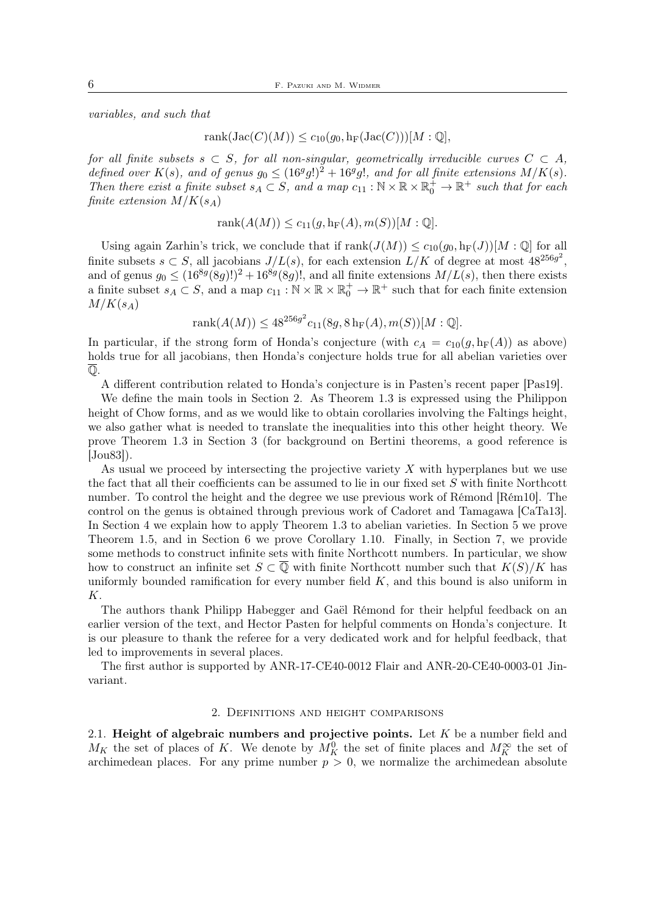*variables, and such that*

$$\mathrm{rank}(\mathrm{Jac}(C)(M)) \leq c_{10}(g_0, \mathrm{h_F}(\mathrm{Jac}(C)))[M : \mathbb{Q}],$$

*for all finite subsets $s \subset S$, for all non-singular, geometrically irreducible curves $C \subset A$, defined over $K(s)$, and of genus $g_0 \leq (16^g g!)^2 + 16^g g!$, and for all finite extensions $M/K(s)$. Then there exist a finite subset $s_A \subset S$, and a map $c_{11} : \mathbb{N} \times \mathbb{R} \times \mathbb{R}_0^+ \to \mathbb{R}^+$ such that for each finite extension $M/K(s_A)$*

$$\mathrm{rank}(A(M)) \leq c_{11}(g, \mathrm{h_F}(A), m(S))[M : \mathbb{Q}].$$

Using again Zarhin's trick, we conclude that if $\mathrm{rank}(J(M)) \leq c_{10}(g_0, \mathrm{h_F}(J))[M : \mathbb{Q}]$ for all finite subsets $s \subset S$, all jacobians $J/L(s)$, for each extension $L/K$ of degree at most $48^{256g^2}$, and of genus $g_0 \leq (16^{8g}(8g)!)^2 + 16^{8g}(8g)!$, and all finite extensions $M/L(s)$, then there exists a finite subset $s_A \subset S$, and a map $c_{11} : \mathbb{N} \times \mathbb{R} \times \mathbb{R}_0^+ \to \mathbb{R}^+$ such that for each finite extension $M/K(s_A)$

$$\mathrm{rank}(A(M)) \leq 48^{256g^2} c_{11}(8g, 8\,\mathrm{h_F}(A), m(S))[M : \mathbb{Q}].$$

In particular, if the strong form of Honda's conjecture (with $c_A = c_{10}(g, \mathrm{h_F}(A))$ as above) holds true for all jacobians, then Honda's conjecture holds true for all abelian varieties over $\overline{\mathbb{Q}}$.

A different contribution related to Honda's conjecture is in Pasten's recent paper [Pas19].

We define the main tools in Section 2. As Theorem 1.3 is expressed using the Philippon height of Chow forms, and as we would like to obtain corollaries involving the Faltings height, we also gather what is needed to translate the inequalities into this other height theory. We prove Theorem 1.3 in Section 3 (for background on Bertini theorems, a good reference is [Jou83]).

As usual we proceed by intersecting the projective variety $X$ with hyperplanes but we use the fact that all their coefficients can be assumed to lie in our fixed set $S$ with finite Northcott number. To control the height and the degree we use previous work of Rémond [Rém10]. The control on the genus is obtained through previous work of Cadoret and Tamagawa [CaTa13]. In Section 4 we explain how to apply Theorem 1.3 to abelian varieties. In Section 5 we prove Theorem 1.5, and in Section 6 we prove Corollary 1.10. Finally, in Section 7, we provide some methods to construct infinite sets with finite Northcott numbers. In particular, we show how to construct an infinite set $S \subset \overline{\mathbb{Q}}$ with finite Northcott number such that $K(S)/K$ has uniformly bounded ramification for every number field $K$, and this bound is also uniform in $K$.

The authors thank Philipp Habegger and Gaël Rémond for their helpful feedback on an earlier version of the text, and Hector Pasten for helpful comments on Honda's conjecture. It is our pleasure to thank the referee for a very dedicated work and for helpful feedback, that led to improvements in several places.

The first author is supported by ANR-17-CE40-0012 Flair and ANR-20-CE40-0003-01 Jinvariant.

## 2. Definitions and height comparisons

**2.1. Height of algebraic numbers and projective points.** Let $K$ be a number field and $M_K$ the set of places of $K$. We denote by $M_K^0$ the set of finite places and $M_K^\infty$ the set of archimedean places. For any prime number $p > 0$, we normalize the archimedean absolute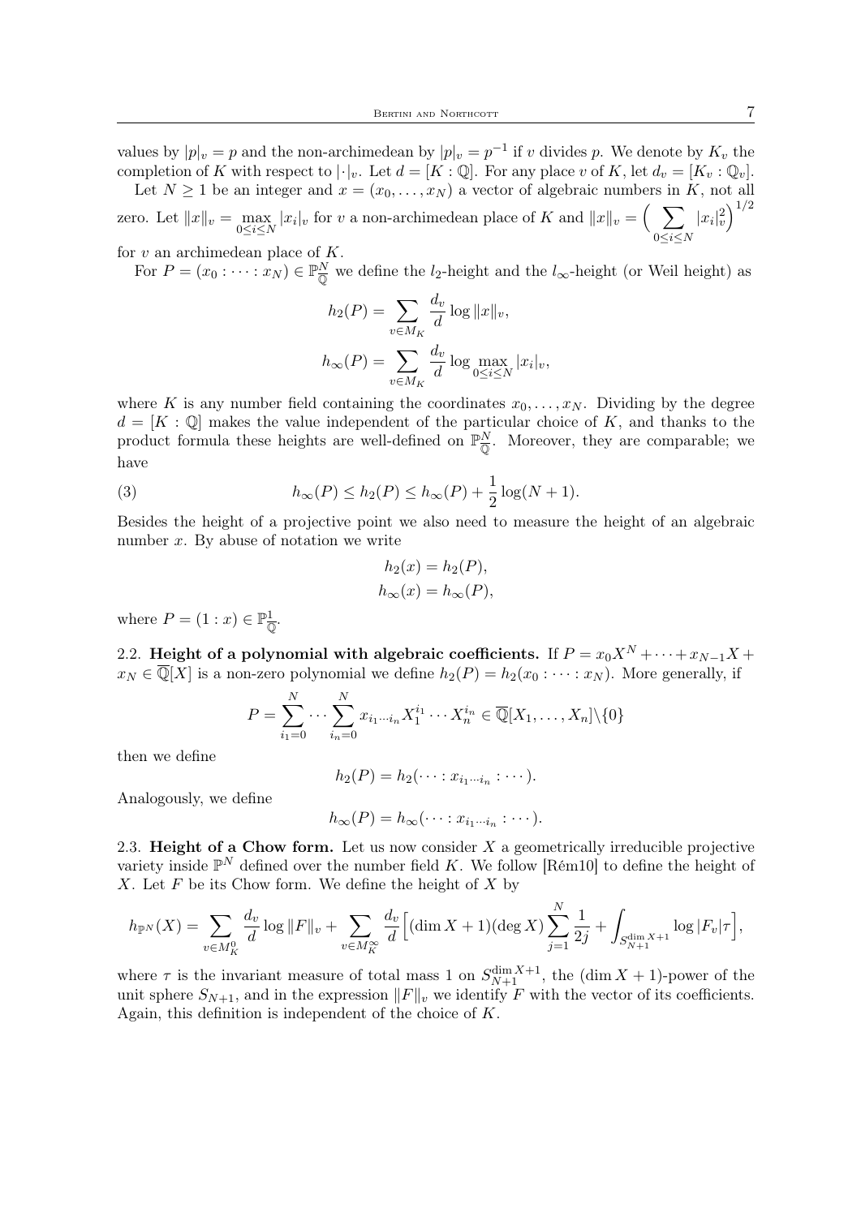values by $|p|_v = p$ and the non-archimedean by $|p|_v = p^{-1}$ if $v$ divides $p$. We denote by $K_v$ the completion of $K$ with respect to $|\cdot|_v$. Let $d = [K:\mathbb{Q}]$. For any place $v$ of $K$, let $d_v = [K_v : \mathbb{Q}_v]$.

Let $N \geq 1$ be an integer and $x = (x_0, \ldots, x_N)$ a vector of algebraic numbers in $K$, not all zero. Let $\|x\|_v = \max_{0\leq i\leq N} |x_i|_v$ for $v$ a non-archimedean place of $K$ and $\|x\|_v = \Big(\sum_{0\leq i\leq N} |x_i|_v^2\Big)^{1/2}$ for $v$ an archimedean place of $K$.

For $P = (x_0 : \cdots : x_N) \in \mathbb{P}^N_{\overline{\mathbb{Q}}}$ we define the $l_2$-height and the $l_\infty$-height (or Weil height) as

$$h_2(P) = \sum_{v\in M_K} \frac{d_v}{d} \log \|x\|_v,$$

$$h_\infty(P) = \sum_{v\in M_K} \frac{d_v}{d} \log \max_{0\leq i\leq N} |x_i|_v,$$

where $K$ is any number field containing the coordinates $x_0, \ldots, x_N$. Dividing by the degree $d = [K:\mathbb{Q}]$ makes the value independent of the particular choice of $K$, and thanks to the product formula these heights are well-defined on $\mathbb{P}^N_{\overline{\mathbb{Q}}}$. Moreover, they are comparable; we have

$$h_\infty(P) \leq h_2(P) \leq h_\infty(P) + \frac{1}{2}\log(N+1). \tag{3}$$

Besides the height of a projective point we also need to measure the height of an algebraic number $x$. By abuse of notation we write

$$h_2(x) = h_2(P),$$
$$h_\infty(x) = h_\infty(P),$$

where $P = (1 : x) \in \mathbb{P}^1_{\overline{\mathbb{Q}}}$.

2.2. **Height of a polynomial with algebraic coefficients.** If $P = x_0 X^N + \cdots + x_{N-1}X + x_N \in \overline{\mathbb{Q}}[X]$ is a non-zero polynomial we define $h_2(P) = h_2(x_0 : \cdots : x_N)$. More generally, if

$$P = \sum_{i_1=0}^{N} \cdots \sum_{i_n=0}^{N} x_{i_1\cdots i_n} X_1^{i_1}\cdots X_n^{i_n} \in \overline{\mathbb{Q}}[X_1, \ldots, X_n]\backslash\{0\}$$

then we define

$$h_2(P) = h_2(\cdots : x_{i_1\cdots i_n} : \cdots).$$

Analogously, we define

$$h_\infty(P) = h_\infty(\cdots : x_{i_1\cdots i_n} : \cdots).$$

2.3. **Height of a Chow form.** Let us now consider $X$ a geometrically irreducible projective variety inside $\mathbb{P}^N$ defined over the number field $K$. We follow [Rém10] to define the height of $X$. Let $F$ be its Chow form. We define the height of $X$ by

$$h_{\mathbb{P}^N}(X) = \sum_{v\in M_K^0} \frac{d_v}{d}\log\|F\|_v + \sum_{v\in M_K^\infty} \frac{d_v}{d}\Big[(\dim X + 1)(\deg X)\sum_{j=1}^{N}\frac{1}{2j} + \int_{S_{N+1}^{\dim X+1}} \log|F_v|\tau\Big],$$

where $\tau$ is the invariant measure of total mass 1 on $S_{N+1}^{\dim X+1}$, the $(\dim X + 1)$-power of the unit sphere $S_{N+1}$, and in the expression $\|F\|_v$ we identify $F$ with the vector of its coefficients. Again, this definition is independent of the choice of $K$.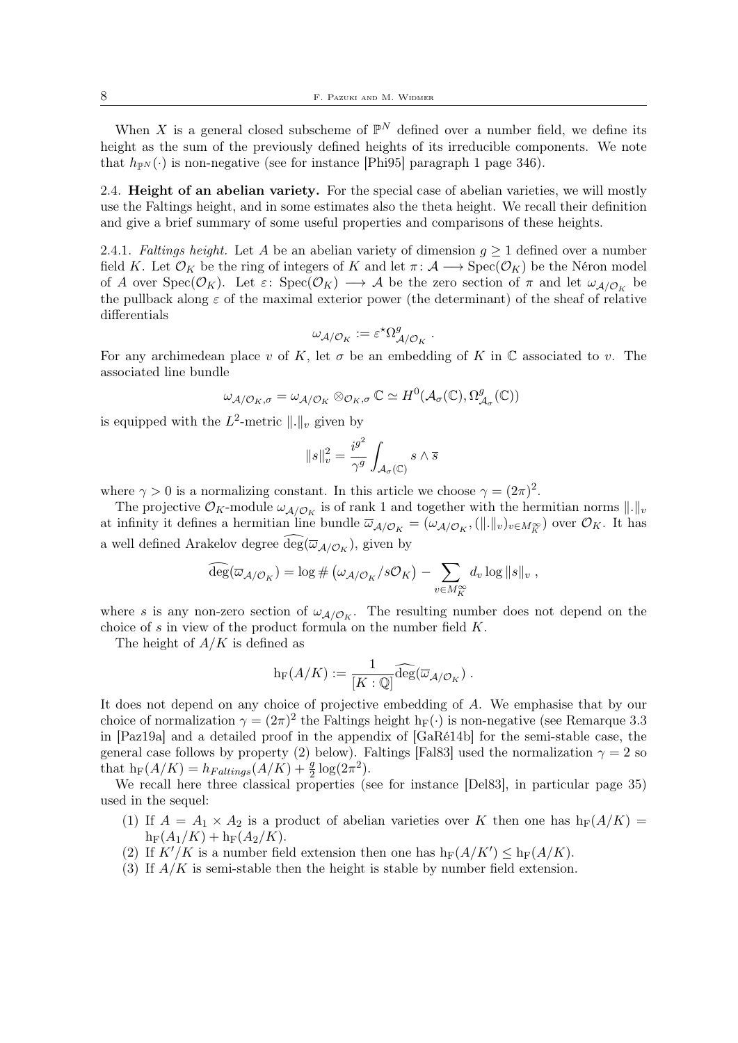When $X$ is a general closed subscheme of $\mathbb{P}^N$ defined over a number field, we define its height as the sum of the previously defined heights of its irreducible components. We note that $h_{\mathbb{P}^N}(\cdot)$ is non-negative (see for instance [Phi95] paragraph 1 page 346).

### 2.4. Height of an abelian variety.

For the special case of abelian varieties, we will mostly use the Faltings height, and in some estimates also the theta height. We recall their definition and give a brief summary of some useful properties and comparisons of these heights.

2.4.1. *Faltings height.* Let $A$ be an abelian variety of dimension $g \geq 1$ defined over a number field $K$. Let $\mathcal{O}_K$ be the ring of integers of $K$ and let $\pi\colon \mathcal{A} \longrightarrow \mathrm{Spec}(\mathcal{O}_K)$ be the Néron model of $A$ over $\mathrm{Spec}(\mathcal{O}_K)$. Let $\varepsilon\colon \mathrm{Spec}(\mathcal{O}_K) \longrightarrow \mathcal{A}$ be the zero section of $\pi$ and let $\omega_{\mathcal{A}/\mathcal{O}_K}$ be the pullback along $\varepsilon$ of the maximal exterior power (the determinant) of the sheaf of relative differentials

$$\omega_{\mathcal{A}/\mathcal{O}_K} := \varepsilon^\star \Omega^g_{\mathcal{A}/\mathcal{O}_K} \,.$$

For any archimedean place $v$ of $K$, let $\sigma$ be an embedding of $K$ in $\mathbb{C}$ associated to $v$. The associated line bundle

$$\omega_{\mathcal{A}/\mathcal{O}_K,\sigma} = \omega_{\mathcal{A}/\mathcal{O}_K} \otimes_{\mathcal{O}_K,\sigma} \mathbb{C} \simeq H^0(\mathcal{A}_\sigma(\mathbb{C}), \Omega^g_{\mathcal{A}_\sigma}(\mathbb{C}))$$

is equipped with the $L^2$-metric $\|.\|_v$ given by

$$\|s\|_v^2 = \frac{i^{g^2}}{\gamma^g} \int_{\mathcal{A}_\sigma(\mathbb{C})} s \wedge \overline{s}$$

where $\gamma > 0$ is a normalizing constant. In this article we choose $\gamma = (2\pi)^2$.

The projective $\mathcal{O}_K$-module $\omega_{\mathcal{A}/\mathcal{O}_K}$ is of rank 1 and together with the hermitian norms $\|.\|_v$ at infinity it defines a hermitian line bundle $\overline{\omega}_{\mathcal{A}/\mathcal{O}_K} = (\omega_{\mathcal{A}/\mathcal{O}_K}, (\|.\|_v)_{v \in M_K^\infty})$ over $\mathcal{O}_K$. It has a well defined Arakelov degree $\widehat{\deg}(\overline{\omega}_{\mathcal{A}/\mathcal{O}_K})$, given by

$$\widehat{\deg}(\overline{\omega}_{\mathcal{A}/\mathcal{O}_K}) = \log \# \left(\omega_{\mathcal{A}/\mathcal{O}_K}/s\mathcal{O}_K\right) - \sum_{v \in M_K^\infty} d_v \log \|s\|_v \,,$$

where $s$ is any non-zero section of $\omega_{\mathcal{A}/\mathcal{O}_K}$. The resulting number does not depend on the choice of $s$ in view of the product formula on the number field $K$.

The height of $A/K$ is defined as

$$\mathrm{h_F}(A/K) := \frac{1}{[K:\mathbb{Q}]} \widehat{\deg}(\overline{\omega}_{\mathcal{A}/\mathcal{O}_K}) \,.$$

It does not depend on any choice of projective embedding of $A$. We emphasise that by our choice of normalization $\gamma = (2\pi)^2$ the Faltings height $\mathrm{h_F}(\cdot)$ is non-negative (see Remarque 3.3 in [Paz19a] and a detailed proof in the appendix of [GaRé14b] for the semi-stable case, the general case follows by property (2) below). Faltings [Fal83] used the normalization $\gamma = 2$ so that $\mathrm{h_F}(A/K) = h_{Faltings}(A/K) + \frac{g}{2}\log(2\pi^2)$.

We recall here three classical properties (see for instance [Del83], in particular page 35) used in the sequel:

1. If $A = A_1 \times A_2$ is a product of abelian varieties over $K$ then one has $\mathrm{h_F}(A/K) = \mathrm{h_F}(A_1/K) + \mathrm{h_F}(A_2/K)$.
2. If $K'/K$ is a number field extension then one has $\mathrm{h_F}(A/K') \leq \mathrm{h_F}(A/K)$.
3. If $A/K$ is semi-stable then the height is stable by number field extension.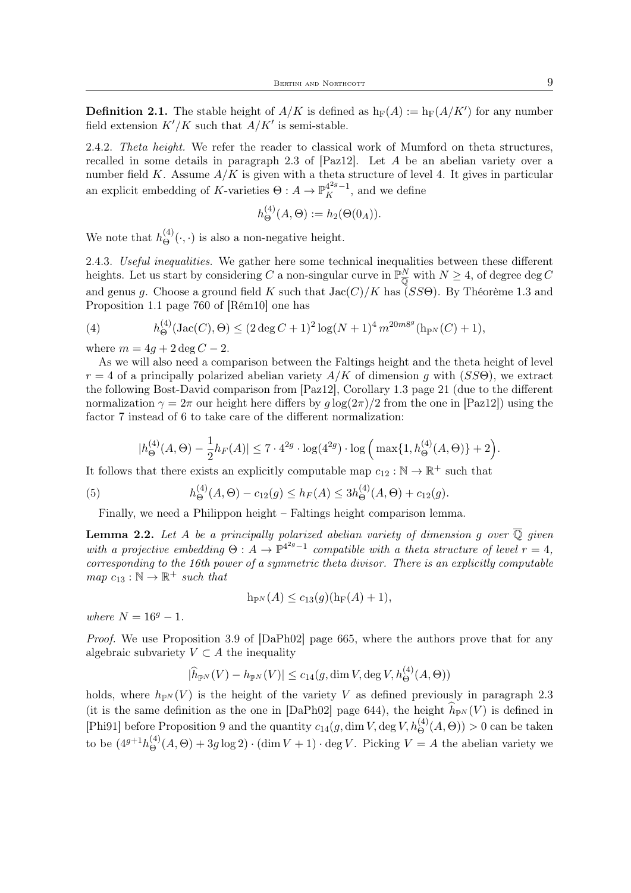**Definition 2.1.** The stable height of $A/K$ is defined as $\mathrm{h_F}(A) := \mathrm{h_F}(A/K')$ for any number field extension $K'/K$ such that $A/K'$ is semi-stable.

2.4.2. *Theta height.* We refer the reader to classical work of Mumford on theta structures, recalled in some details in paragraph 2.3 of [Paz12]. Let $A$ be an abelian variety over a number field $K$. Assume $A/K$ is given with a theta structure of level 4. It gives in particular an explicit embedding of $K$-varieties $\Theta : A \to \mathbb{P}_K^{4^{2g}-1}$, and we define

$$h_\Theta^{(4)}(A,\Theta) := h_2(\Theta(0_A)).$$

We note that $h_\Theta^{(4)}(\cdot,\cdot)$ is also a non-negative height.

2.4.3. *Useful inequalities.* We gather here some technical inequalities between these different heights. Let us start by considering $C$ a non-singular curve in $\mathbb{P}^N_{\overline{\mathbb{Q}}}$ with $N \geq 4$, of degree $\deg C$ and genus $g$. Choose a ground field $K$ such that $\mathrm{Jac}(C)/K$ has $(SS\Theta)$. By Théorème 1.3 and Proposition 1.1 page 760 of [Rém10] one has

$$h_\Theta^{(4)}(\mathrm{Jac}(C),\Theta) \leq (2\deg C+1)^2 \log(N+1)^4\, m^{20m8^g}(\mathrm{h}_{\mathbb{P}^N}(C)+1), \tag{4}$$

where $m = 4g + 2\deg C - 2$.

As we will also need a comparison between the Faltings height and the theta height of level $r = 4$ of a principally polarized abelian variety $A/K$ of dimension $g$ with $(SS\Theta)$, we extract the following Bost-David comparison from [Paz12], Corollary 1.3 page 21 (due to the different normalization $\gamma = 2\pi$ our height here differs by $g\log(2\pi)/2$ from the one in [Paz12]) using the factor 7 instead of 6 to take care of the different normalization:

$$|h_\Theta^{(4)}(A,\Theta) - \frac{1}{2}h_F(A)| \leq 7\cdot 4^{2g}\cdot \log(4^{2g})\cdot \log\Big(\max\{1, h_\Theta^{(4)}(A,\Theta)\}+2\Big).$$

It follows that there exists an explicitly computable map $c_{12} : \mathbb{N} \to \mathbb{R}^+$ such that

$$h_\Theta^{(4)}(A,\Theta) - c_{12}(g) \leq h_F(A) \leq 3h_\Theta^{(4)}(A,\Theta) + c_{12}(g). \tag{5}$$

Finally, we need a Philippon height – Faltings height comparison lemma.

**Lemma 2.2.** *Let $A$ be a principally polarized abelian variety of dimension $g$ over $\overline{\mathbb{Q}}$ given with a projective embedding $\Theta : A \to \mathbb{P}^{4^{2g}-1}$ compatible with a theta structure of level $r = 4$, corresponding to the 16th power of a symmetric theta divisor. There is an explicitly computable map $c_{13} : \mathbb{N} \to \mathbb{R}^+$ such that*

$$\mathrm{h}_{\mathbb{P}^N}(A) \leq c_{13}(g)(\mathrm{h_F}(A)+1),$$

*where $N = 16^g - 1$.*

*Proof.* We use Proposition 3.9 of [DaPh02] page 665, where the authors prove that for any algebraic subvariety $V \subset A$ the inequality

$$|\widehat{h}_{\mathbb{P}^N}(V) - h_{\mathbb{P}^N}(V)| \leq c_{14}(g, \dim V, \deg V, h_\Theta^{(4)}(A,\Theta))$$

holds, where $h_{\mathbb{P}^N}(V)$ is the height of the variety $V$ as defined previously in paragraph 2.3 (it is the same definition as the one in [DaPh02] page 644), the height $\widehat{h}_{\mathbb{P}^N}(V)$ is defined in [Phi91] before Proposition 9 and the quantity $c_{14}(g, \dim V, \deg V, h_\Theta^{(4)}(A,\Theta)) > 0$ can be taken to be $(4^{g+1}h_\Theta^{(4)}(A,\Theta) + 3g\log 2)\cdot(\dim V + 1)\cdot \deg V$. Picking $V = A$ the abelian variety we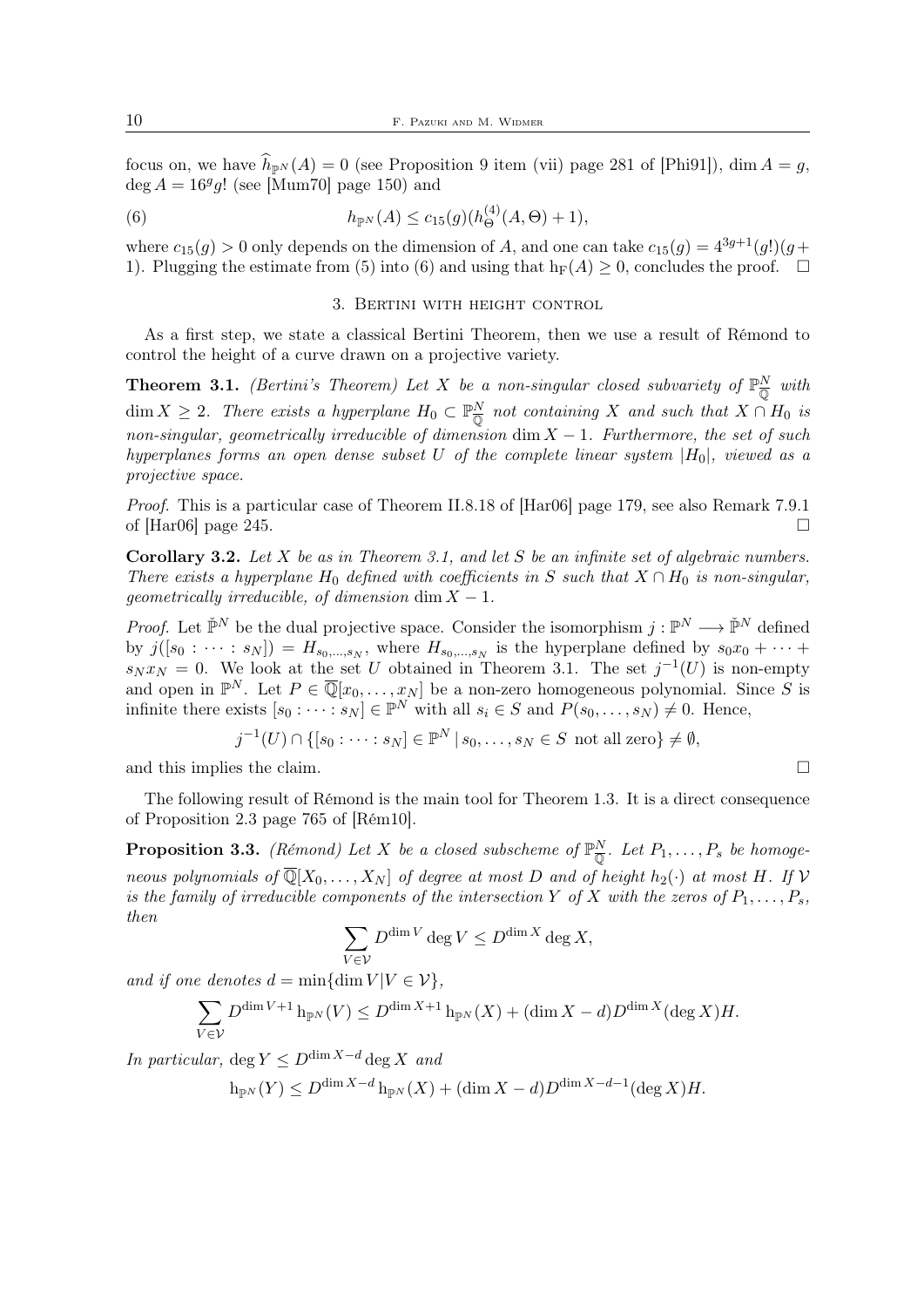focus on, we have $\widehat{h}_{\mathbb{P}^N}(A) = 0$ (see Proposition 9 item (vii) page 281 of [Phi91]), $\dim A = g$, $\deg A = 16^g g!$ (see [Mum70] page 150) and

$$h_{\mathbb{P}^N}(A) \leq c_{15}(g)(h_\Theta^{(4)}(A,\Theta) + 1), \tag{6}$$

where $c_{15}(g) > 0$ only depends on the dimension of $A$, and one can take $c_{15}(g) = 4^{3g+1}(g!)(g+1)$. Plugging the estimate from (5) into (6) and using that $\mathrm{h}_{\mathrm{F}}(A) \geq 0$, concludes the proof. $\square$

## 3. Bertini with height control

As a first step, we state a classical Bertini Theorem, then we use a result of Rémond to control the height of a curve drawn on a projective variety.

**Theorem 3.1.** *(Bertini's Theorem) Let $X$ be a non-singular closed subvariety of $\mathbb{P}^N_{\overline{\mathbb{Q}}}$ with $\dim X \geq 2$. There exists a hyperplane $H_0 \subset \mathbb{P}^N_{\overline{\mathbb{Q}}}$ not containing $X$ and such that $X \cap H_0$ is non-singular, geometrically irreducible of dimension $\dim X - 1$. Furthermore, the set of such hyperplanes forms an open dense subset $U$ of the complete linear system $|H_0|$, viewed as a projective space.*

*Proof.* This is a particular case of Theorem II.8.18 of [Har06] page 179, see also Remark 7.9.1 of [Har06] page 245. $\square$

**Corollary 3.2.** *Let $X$ be as in Theorem 3.1, and let $S$ be an infinite set of algebraic numbers. There exists a hyperplane $H_0$ defined with coefficients in $S$ such that $X \cap H_0$ is non-singular, geometrically irreducible, of dimension $\dim X - 1$.*

*Proof.* Let $\check{\mathbb{P}}^N$ be the dual projective space. Consider the isomorphism $j : \mathbb{P}^N \longrightarrow \check{\mathbb{P}}^N$ defined by $j([s_0 : \cdots : s_N]) = H_{s_0,\ldots,s_N}$, where $H_{s_0,\ldots,s_N}$ is the hyperplane defined by $s_0x_0 + \cdots + s_Nx_N = 0$. We look at the set $U$ obtained in Theorem 3.1. The set $j^{-1}(U)$ is non-empty and open in $\mathbb{P}^N$. Let $P \in \overline{\mathbb{Q}}[x_0, \ldots, x_N]$ be a non-zero homogeneous polynomial. Since $S$ is infinite there exists $[s_0 : \cdots : s_N] \in \mathbb{P}^N$ with all $s_i \in S$ and $P(s_0, \ldots, s_N) \neq 0$. Hence,

$$j^{-1}(U) \cap \{[s_0 : \cdots : s_N] \in \mathbb{P}^N \,|\, s_0, \ldots, s_N \in S \text{ not all zero}\} \neq \emptyset,$$

and this implies the claim. $\square$

The following result of Rémond is the main tool for Theorem 1.3. It is a direct consequence of Proposition 2.3 page 765 of [Rém10].

**Proposition 3.3.** *(Rémond) Let $X$ be a closed subscheme of $\mathbb{P}^N_{\overline{\mathbb{Q}}}$. Let $P_1, \ldots, P_s$ be homogeneous polynomials of $\overline{\mathbb{Q}}[X_0, \ldots, X_N]$ of degree at most $D$ and of height $h_2(\cdot)$ at most $H$. If $\mathcal{V}$ is the family of irreducible components of the intersection $Y$ of $X$ with the zeros of $P_1, \ldots, P_s$, then*

$$\sum_{V \in \mathcal{V}} D^{\dim V} \deg V \leq D^{\dim X} \deg X,$$

*and if one denotes $d = \min\{\dim V | V \in \mathcal{V}\}$,*

$$\sum_{V \in \mathcal{V}} D^{\dim V + 1} \mathrm{h}_{\mathbb{P}^N}(V) \leq D^{\dim X + 1} \mathrm{h}_{\mathbb{P}^N}(X) + (\dim X - d) D^{\dim X} (\deg X) H.$$

*In particular, $\deg Y \leq D^{\dim X - d} \deg X$ and*

$$\mathrm{h}_{\mathbb{P}^N}(Y) \leq D^{\dim X - d} \mathrm{h}_{\mathbb{P}^N}(X) + (\dim X - d) D^{\dim X - d - 1} (\deg X) H.$$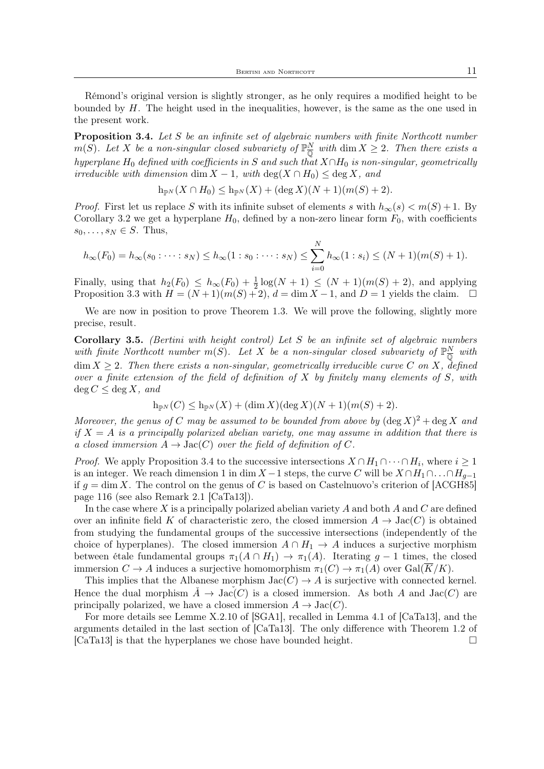Rémond's original version is slightly stronger, as he only requires a modified height to be bounded by $H$. The height used in the inequalities, however, is the same as the one used in the present work.

**Proposition 3.4.** *Let $S$ be an infinite set of algebraic numbers with finite Northcott number $m(S)$. Let $X$ be a non-singular closed subvariety of $\mathbb{P}^N_{\overline{\mathbb{Q}}}$ with $\dim X \geq 2$. Then there exists a hyperplane $H_0$ defined with coefficients in $S$ and such that $X \cap H_0$ is non-singular, geometrically irreducible with dimension $\dim X - 1$, with $\deg(X \cap H_0) \leq \deg X$, and*

$$\mathrm{h}_{\mathbb{P}^N}(X \cap H_0) \leq \mathrm{h}_{\mathbb{P}^N}(X) + (\deg X)(N+1)(m(S)+2).$$

*Proof.* First let us replace $S$ with its infinite subset of elements $s$ with $h_\infty(s) < m(S) + 1$. By Corollary 3.2 we get a hyperplane $H_0$, defined by a non-zero linear form $F_0$, with coefficients $s_0, \ldots, s_N \in S$. Thus,

$$h_\infty(F_0) = h_\infty(s_0 : \cdots : s_N) \leq h_\infty(1 : s_0 : \cdots : s_N) \leq \sum_{i=0}^{N} h_\infty(1 : s_i) \leq (N+1)(m(S)+1).$$

Finally, using that $h_2(F_0) \leq h_\infty(F_0) + \frac{1}{2}\log(N+1) \leq (N+1)(m(S)+2)$, and applying Proposition 3.3 with $H = (N+1)(m(S)+2)$, $d = \dim X - 1$, and $D = 1$ yields the claim. $\square$

We are now in position to prove Theorem 1.3. We will prove the following, slightly more precise, result.

**Corollary 3.5.** *(Bertini with height control) Let $S$ be an infinite set of algebraic numbers with finite Northcott number $m(S)$. Let $X$ be a non-singular closed subvariety of $\mathbb{P}^N_{\overline{\mathbb{Q}}}$ with $\dim X \geq 2$. Then there exists a non-singular, geometrically irreducible curve $C$ on $X$, defined over a finite extension of the field of definition of $X$ by finitely many elements of $S$, with $\deg C \leq \deg X$, and*

$$\mathrm{h}_{\mathbb{P}^N}(C) \leq \mathrm{h}_{\mathbb{P}^N}(X) + (\dim X)(\deg X)(N+1)(m(S)+2).$$

*Moreover, the genus of $C$ may be assumed to be bounded from above by $(\deg X)^2 + \deg X$ and if $X = A$ is a principally polarized abelian variety, one may assume in addition that there is a closed immersion $A \to \mathrm{Jac}(C)$ over the field of definition of $C$.*

*Proof.* We apply Proposition 3.4 to the successive intersections $X \cap H_1 \cap \cdots \cap H_i$, where $i \geq 1$ is an integer. We reach dimension 1 in $\dim X - 1$ steps, the curve $C$ will be $X \cap H_1 \cap \ldots \cap H_{g-1}$ if $g = \dim X$. The control on the genus of $C$ is based on Castelnuovo's criterion of [ACGH85] page 116 (see also Remark 2.1 [CaTa13]).

In the case where $X$ is a principally polarized abelian variety $A$ and both $A$ and $C$ are defined over an infinite field $K$ of characteristic zero, the closed immersion $A \to \mathrm{Jac}(C)$ is obtained from studying the fundamental groups of the successive intersections (independently of the choice of hyperplanes). The closed immersion $A \cap H_1 \to A$ induces a surjective morphism between étale fundamental groups $\pi_1(A \cap H_1) \to \pi_1(A)$. Iterating $g - 1$ times, the closed immersion $C \to A$ induces a surjective homomorphism $\pi_1(C) \to \pi_1(A)$ over $\mathrm{Gal}(\overline{K}/K)$.

This implies that the Albanese morphism $\mathrm{Jac}(C) \to A$ is surjective with connected kernel. Hence the dual morphism $\check{A} \to \check{\mathrm{Jac}}(C)$ is a closed immersion. As both $A$ and $\mathrm{Jac}(C)$ are principally polarized, we have a closed immersion $A \to \mathrm{Jac}(C)$.

For more details see Lemme X.2.10 of [SGA1], recalled in Lemma 4.1 of [CaTa13], and the arguments detailed in the last section of [CaTa13]. The only difference with Theorem 1.2 of [CaTa13] is that the hyperplanes we chose have bounded height. $\square$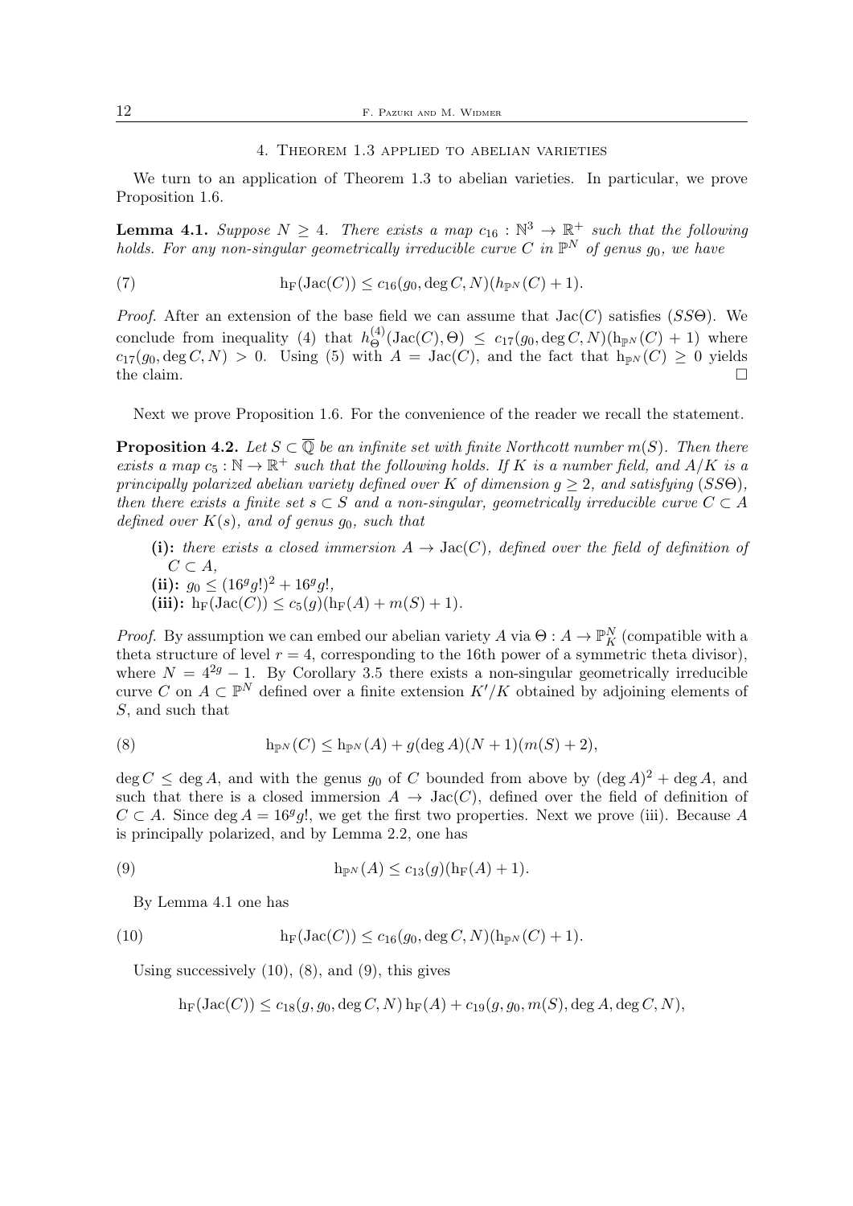## 4. Theorem 1.3 applied to abelian varieties

We turn to an application of Theorem 1.3 to abelian varieties. In particular, we prove Proposition 1.6.

**Lemma 4.1.** *Suppose $N \geq 4$. There exists a map $c_{16} : \mathbb{N}^3 \to \mathbb{R}^+$ such that the following holds. For any non-singular geometrically irreducible curve $C$ in $\mathbb{P}^N$ of genus $g_0$, we have*

$$\mathrm{h}_{\mathrm{F}}(\mathrm{Jac}(C)) \leq c_{16}(g_0, \deg C, N)(h_{\mathbb{P}^N}(C) + 1). \tag{7}$$

*Proof.* After an extension of the base field we can assume that $\mathrm{Jac}(C)$ satisfies $(SS\Theta)$. We conclude from inequality (4) that $h_{\Theta}^{(4)}(\mathrm{Jac}(C), \Theta) \leq c_{17}(g_0, \deg C, N)(\mathrm{h}_{\mathbb{P}^N}(C) + 1)$ where $c_{17}(g_0, \deg C, N) > 0$. Using (5) with $A = \mathrm{Jac}(C)$, and the fact that $\mathrm{h}_{\mathbb{P}^N}(C) \geq 0$ yields the claim. □

Next we prove Proposition 1.6. For the convenience of the reader we recall the statement.

**Proposition 4.2.** *Let $S \subset \overline{\mathbb{Q}}$ be an infinite set with finite Northcott number $m(S)$. Then there exists a map $c_5 : \mathbb{N} \to \mathbb{R}^+$ such that the following holds. If $K$ is a number field, and $A/K$ is a principally polarized abelian variety defined over $K$ of dimension $g \geq 2$, and satisfying $(SS\Theta)$, then there exists a finite set $s \subset S$ and a non-singular, geometrically irreducible curve $C \subset A$ defined over $K(s)$, and of genus $g_0$, such that*

- **(i):** *there exists a closed immersion $A \to \mathrm{Jac}(C)$, defined over the field of definition of $C \subset A$,*
- **(ii):** $g_0 \leq (16^g g!)^2 + 16^g g!$,
- **(iii):** $\mathrm{h}_{\mathrm{F}}(\mathrm{Jac}(C)) \leq c_5(g)(\mathrm{h}_{\mathrm{F}}(A) + m(S) + 1)$.

*Proof.* By assumption we can embed our abelian variety $A$ via $\Theta : A \to \mathbb{P}^N_K$ (compatible with a theta structure of level $r = 4$, corresponding to the 16th power of a symmetric theta divisor), where $N = 4^{2g} - 1$. By Corollary 3.5 there exists a non-singular geometrically irreducible curve $C$ on $A \subset \mathbb{P}^N$ defined over a finite extension $K'/K$ obtained by adjoining elements of $S$, and such that

$$\mathrm{h}_{\mathbb{P}^N}(C) \leq \mathrm{h}_{\mathbb{P}^N}(A) + g(\deg A)(N + 1)(m(S) + 2), \tag{8}$$

$\deg C \leq \deg A$, and with the genus $g_0$ of $C$ bounded from above by $(\deg A)^2 + \deg A$, and such that there is a closed immersion $A \to \mathrm{Jac}(C)$, defined over the field of definition of $C \subset A$. Since $\deg A = 16^g g!$, we get the first two properties. Next we prove (iii). Because $A$ is principally polarized, and by Lemma 2.2, one has

$$\mathrm{h}_{\mathbb{P}^N}(A) \leq c_{13}(g)(\mathrm{h}_{\mathrm{F}}(A) + 1). \tag{9}$$

By Lemma 4.1 one has

$$\mathrm{h}_{\mathrm{F}}(\mathrm{Jac}(C)) \leq c_{16}(g_0, \deg C, N)(\mathrm{h}_{\mathbb{P}^N}(C) + 1). \tag{10}$$

Using successively (10), (8), and (9), this gives

$$\mathrm{h}_{\mathrm{F}}(\mathrm{Jac}(C)) \leq c_{18}(g, g_0, \deg C, N)\,\mathrm{h}_{\mathrm{F}}(A) + c_{19}(g, g_0, m(S), \deg A, \deg C, N),$$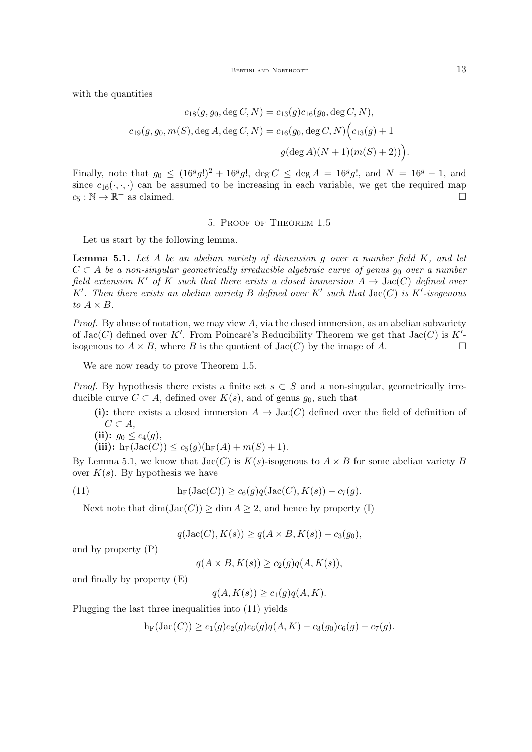with the quantities

$$c_{18}(g, g_0, \deg C, N) = c_{13}(g) c_{16}(g_0, \deg C, N),$$

$$c_{19}(g, g_0, m(S), \deg A, \deg C, N) = c_{16}(g_0, \deg C, N)\Big(c_{13}(g) + 1$$

$$g(\deg A)(N+1)(m(S)+2))\Big).$$

Finally, note that $g_0 \leq (16^g g!)^2 + 16^g g!$, $\deg C \leq \deg A = 16^g g!$, and $N = 16^g - 1$, and since $c_{16}(\cdot,\cdot,\cdot)$ can be assumed to be increasing in each variable, we get the required map $c_5 : \mathbb{N} \to \mathbb{R}^+$ as claimed. □

## 5. Proof of Theorem 1.5

Let us start by the following lemma.

**Lemma 5.1.** *Let $A$ be an abelian variety of dimension $g$ over a number field $K$, and let $C \subset A$ be a non-singular geometrically irreducible algebraic curve of genus $g_0$ over a number field extension $K'$ of $K$ such that there exists a closed immersion $A \to \mathrm{Jac}(C)$ defined over $K'$. Then there exists an abelian variety $B$ defined over $K'$ such that $\mathrm{Jac}(C)$ is $K'$-isogenous to $A \times B$.*

*Proof.* By abuse of notation, we may view $A$, via the closed immersion, as an abelian subvariety of $\mathrm{Jac}(C)$ defined over $K'$. From Poincaré's Reducibility Theorem we get that $\mathrm{Jac}(C)$ is $K'$-isogenous to $A \times B$, where $B$ is the quotient of $\mathrm{Jac}(C)$ by the image of $A$. □

We are now ready to prove Theorem 1.5.

*Proof.* By hypothesis there exists a finite set $s \subset S$ and a non-singular, geometrically irreducible curve $C \subset A$, defined over $K(s)$, and of genus $g_0$, such that

- **(i):** there exists a closed immersion $A \to \mathrm{Jac}(C)$ defined over the field of definition of $C \subset A$,
- **(ii):** $g_0 \leq c_4(g)$,
- **(iii):** $\mathrm{h_F}(\mathrm{Jac}(C)) \leq c_5(g)(\mathrm{h_F}(A) + m(S) + 1)$.

By Lemma 5.1, we know that $\mathrm{Jac}(C)$ is $K(s)$-isogenous to $A \times B$ for some abelian variety $B$ over $K(s)$. By hypothesis we have

$$\mathrm{h_F}(\mathrm{Jac}(C)) \geq c_6(g) q(\mathrm{Jac}(C), K(s)) - c_7(g). \tag{11}$$

Next note that $\dim(\mathrm{Jac}(C)) \geq \dim A \geq 2$, and hence by property (I)

$$q(\mathrm{Jac}(C), K(s)) \geq q(A \times B, K(s)) - c_3(g_0),$$

and by property (P)

$$q(A \times B, K(s)) \geq c_2(g) q(A, K(s)),$$

and finally by property (E)

$$q(A, K(s)) \geq c_1(g) q(A, K).$$

Plugging the last three inequalities into (11) yields

$$\mathrm{h_F}(\mathrm{Jac}(C)) \geq c_1(g) c_2(g) c_6(g) q(A, K) - c_3(g_0) c_6(g) - c_7(g).$$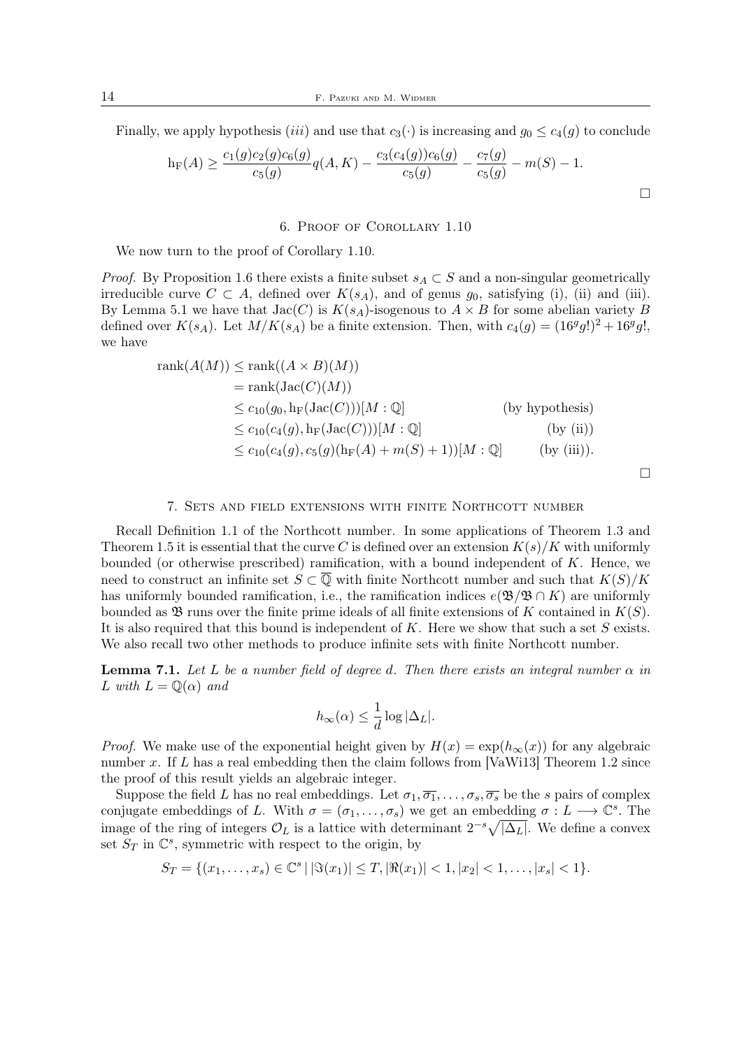Finally, we apply hypothesis (*iii*) and use that $c_3(\cdot)$ is increasing and $g_0 \le c_4(g)$ to conclude

$$\mathrm{h_F}(A) \ge \frac{c_1(g)c_2(g)c_6(g)}{c_5(g)} q(A, K) - \frac{c_3(c_4(g))c_6(g)}{c_5(g)} - \frac{c_7(g)}{c_5(g)} - m(S) - 1.$$

□

## 6. Proof of Corollary 1.10

We now turn to the proof of Corollary 1.10.

*Proof.* By Proposition 1.6 there exists a finite subset $s_A \subset S$ and a non-singular geometrically irreducible curve $C \subset A$, defined over $K(s_A)$, and of genus $g_0$, satisfying (i), (ii) and (iii). By Lemma 5.1 we have that $\mathrm{Jac}(C)$ is $K(s_A)$-isogenous to $A \times B$ for some abelian variety $B$ defined over $K(s_A)$. Let $M/K(s_A)$ be a finite extension. Then, with $c_4(g) = (16^g g!)^2 + 16^g g!$, we have

$$\begin{aligned}
\mathrm{rank}(A(M)) &\le \mathrm{rank}((A \times B)(M)) \\
&= \mathrm{rank}(\mathrm{Jac}(C)(M)) \\
&\le c_{10}(g_0, \mathrm{h_F}(\mathrm{Jac}(C)))[M:\mathbb{Q}] && \text{(by hypothesis)} \\
&\le c_{10}(c_4(g), \mathrm{h_F}(\mathrm{Jac}(C)))[M:\mathbb{Q}] && \text{(by (ii))} \\
&\le c_{10}(c_4(g), c_5(g)(\mathrm{h_F}(A) + m(S) + 1))[M:\mathbb{Q}] && \text{(by (iii))}.
\end{aligned}$$

□

## 7. Sets and field extensions with finite Northcott number

Recall Definition 1.1 of the Northcott number. In some applications of Theorem 1.3 and Theorem 1.5 it is essential that the curve $C$ is defined over an extension $K(s)/K$ with uniformly bounded (or otherwise prescribed) ramification, with a bound independent of $K$. Hence, we need to construct an infinite set $S \subset \overline{\mathbb{Q}}$ with finite Northcott number and such that $K(S)/K$ has uniformly bounded ramification, i.e., the ramification indices $e(\mathfrak{B}/\mathfrak{B} \cap K)$ are uniformly bounded as $\mathfrak{B}$ runs over the finite prime ideals of all finite extensions of $K$ contained in $K(S)$. It is also required that this bound is independent of $K$. Here we show that such a set $S$ exists. We also recall two other methods to produce infinite sets with finite Northcott number.

**Lemma 7.1.** *Let $L$ be a number field of degree $d$. Then there exists an integral number $\alpha$ in $L$ with $L = \mathbb{Q}(\alpha)$ and*

$$h_\infty(\alpha) \le \frac{1}{d} \log |\Delta_L|.$$

*Proof.* We make use of the exponential height given by $H(x) = \exp(h_\infty(x))$ for any algebraic number $x$. If $L$ has a real embedding then the claim follows from [VaWi13] Theorem 1.2 since the proof of this result yields an algebraic integer.

Suppose the field $L$ has no real embeddings. Let $\sigma_1, \overline{\sigma_1}, \ldots, \sigma_s, \overline{\sigma_s}$ be the $s$ pairs of complex conjugate embeddings of $L$. With $\sigma = (\sigma_1, \ldots, \sigma_s)$ we get an embedding $\sigma : L \longrightarrow \mathbb{C}^s$. The image of the ring of integers $\mathcal{O}_L$ is a lattice with determinant $2^{-s}\sqrt{|\Delta_L|}$. We define a convex set $S_T$ in $\mathbb{C}^s$, symmetric with respect to the origin, by

$$S_T = \{(x_1, \ldots, x_s) \in \mathbb{C}^s \,|\, |\Im(x_1)| \le T, |\Re(x_1)| < 1, |x_2| < 1, \ldots, |x_s| < 1\}.$$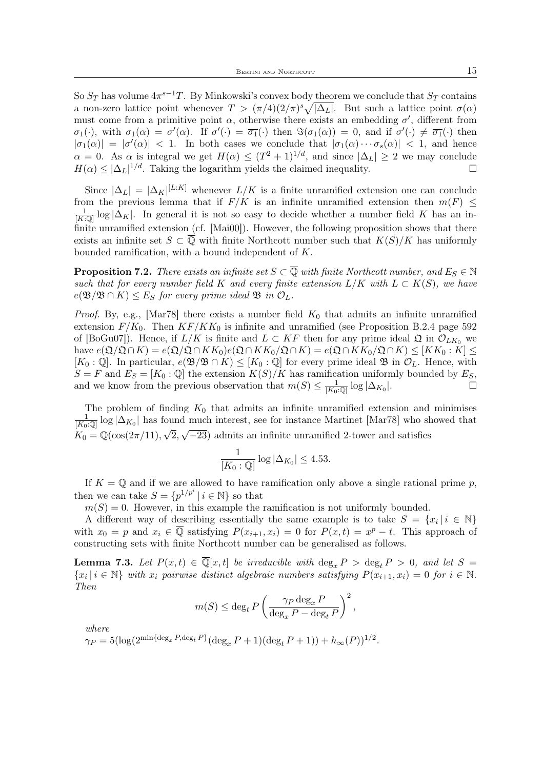So $S_T$ has volume $4\pi^{s-1}T$. By Minkowski's convex body theorem we conclude that $S_T$ contains a non-zero lattice point whenever $T > (\pi/4)(2/\pi)^s\sqrt{|\Delta_L|}$. But such a lattice point $\sigma(\alpha)$ must come from a primitive point $\alpha$, otherwise there exists an embedding $\sigma'$, different from $\sigma_1(\cdot)$, with $\sigma_1(\alpha) = \sigma'(\alpha)$. If $\sigma'(\cdot) = \overline{\sigma_1}(\cdot)$ then $\Im(\sigma_1(\alpha)) = 0$, and if $\sigma'(\cdot) \neq \overline{\sigma_1}(\cdot)$ then $|\sigma_1(\alpha)| = |\sigma'(\alpha)| < 1$. In both cases we conclude that $|\sigma_1(\alpha)\cdots\sigma_s(\alpha)| < 1$, and hence $\alpha = 0$. As $\alpha$ is integral we get $H(\alpha) \leq (T^2+1)^{1/d}$, and since $|\Delta_L| \geq 2$ we may conclude $H(\alpha) \leq |\Delta_L|^{1/d}$. Taking the logarithm yields the claimed inequality. □

Since $|\Delta_L| = |\Delta_K|^{[L:K]}$ whenever $L/K$ is a finite unramified extension one can conclude from the previous lemma that if $F/K$ is an infinite unramified extension then $m(F) \leq \frac{1}{[K:\mathbb{Q}]}\log|\Delta_K|$. In general it is not so easy to decide whether a number field $K$ has an infinite unramified extension (cf. [Mai00]). However, the following proposition shows that there exists an infinite set $S \subset \overline{\mathbb{Q}}$ with finite Northcott number such that $K(S)/K$ has uniformly bounded ramification, with a bound independent of $K$.

**Proposition 7.2.** *There exists an infinite set $S \subset \overline{\mathbb{Q}}$ with finite Northcott number, and $E_S \in \mathbb{N}$ such that for every number field $K$ and every finite extension $L/K$ with $L \subset K(S)$, we have $e(\mathfrak{B}/\mathfrak{B}\cap K) \leq E_S$ for every prime ideal $\mathfrak{B}$ in $\mathcal{O}_L$.*

*Proof.* By, e.g., [Mar78] there exists a number field $K_0$ that admits an infinite unramified extension $F/K_0$. Then $KF/KK_0$ is infinite and unramified (see Proposition B.2.4 page 592 of [BoGu07]). Hence, if $L/K$ is finite and $L \subset KF$ then for any prime ideal $\mathfrak{Q}$ in $\mathcal{O}_{LK_0}$ we have $e(\mathfrak{Q}/\mathfrak{Q}\cap K) = e(\mathfrak{Q}/\mathfrak{Q}\cap KK_0)e(\mathfrak{Q}\cap KK_0/\mathfrak{Q}\cap K) = e(\mathfrak{Q}\cap KK_0/\mathfrak{Q}\cap K) \leq [KK_0:K] \leq [K_0:\mathbb{Q}]$. In particular, $e(\mathfrak{B}/\mathfrak{B}\cap K) \leq [K_0:\mathbb{Q}]$ for every prime ideal $\mathfrak{B}$ in $\mathcal{O}_L$. Hence, with $S = F$ and $E_S = [K_0:\mathbb{Q}]$ the extension $K(S)/K$ has ramification uniformly bounded by $E_S$, and we know from the previous observation that $m(S) \leq \frac{1}{[K_0:\mathbb{Q}]}\log|\Delta_{K_0}|$. □

The problem of finding $K_0$ that admits an infinite unramified extension and minimises $\frac{1}{[K_0:\mathbb{Q}]}\log|\Delta_{K_0}|$ has found much interest, see for instance Martinet [Mar78] who showed that $K_0 = \mathbb{Q}(\cos(2\pi/11), \sqrt{2}, \sqrt{-23})$ admits an infinite unramified 2-tower and satisfies

$$\frac{1}{[K_0:\mathbb{Q}]}\log|\Delta_{K_0}| \leq 4.53.$$

If $K = \mathbb{Q}$ and if we are allowed to have ramification only above a single rational prime $p$, then we can take $S = \{p^{1/p^i} \mid i \in \mathbb{N}\}$ so that
$m(S) = 0$. However, in this example the ramification is not uniformly bounded.

A different way of describing essentially the same example is to take $S = \{x_i \mid i \in \mathbb{N}\}$ with $x_0 = p$ and $x_i \in \overline{\mathbb{Q}}$ satisfying $P(x_{i+1}, x_i) = 0$ for $P(x,t) = x^p - t$. This approach of constructing sets with finite Northcott number can be generalised as follows.

**Lemma 7.3.** *Let $P(x,t) \in \overline{\mathbb{Q}}[x,t]$ be irreducible with $\deg_x P > \deg_t P > 0$, and let $S = \{x_i \mid i \in \mathbb{N}\}$ with $x_i$ pairwise distinct algebraic numbers satisfying $P(x_{i+1}, x_i) = 0$ for $i \in \mathbb{N}$. Then*

$$m(S) \leq \deg_t P \left(\frac{\gamma_P \deg_x P}{\deg_x P - \deg_t P}\right)^2,$$

*where*
$\gamma_P = 5(\log(2^{\min\{\deg_x P, \deg_t P\}}(\deg_x P + 1)(\deg_t P + 1)) + h_\infty(P))^{1/2}$.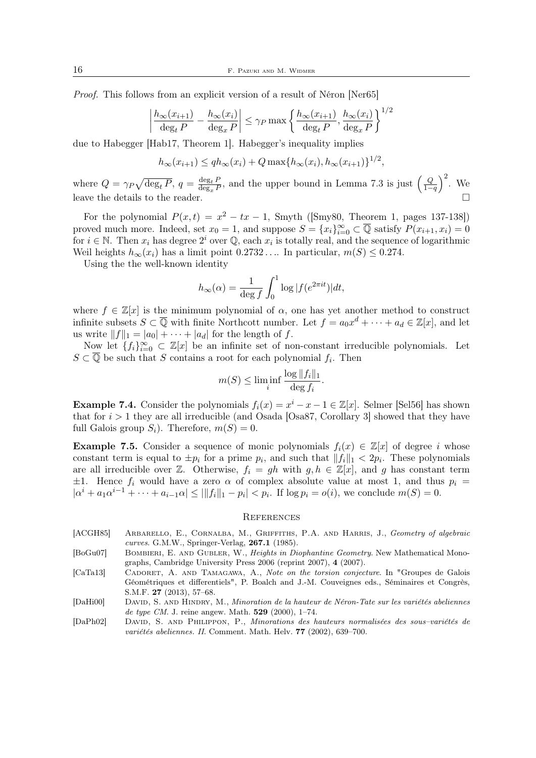*Proof.* This follows from an explicit version of a result of Néron [Ner65]

$$\left| \frac{h_\infty(x_{i+1})}{\deg_t P} - \frac{h_\infty(x_i)}{\deg_x P} \right| \le \gamma_P \max\left\{ \frac{h_\infty(x_{i+1})}{\deg_t P}, \frac{h_\infty(x_i)}{\deg_x P} \right\}^{1/2}$$

due to Habegger [Hab17, Theorem 1]. Habegger's inequality implies

$$h_\infty(x_{i+1}) \le q h_\infty(x_i) + Q \max\{h_\infty(x_i), h_\infty(x_{i+1})\}^{1/2},$$

where $Q = \gamma_P \sqrt{\deg_t P}$, $q = \frac{\deg_t P}{\deg_x P}$, and the upper bound in Lemma 7.3 is just $\left(\frac{Q}{1-q}\right)^2$. We leave the details to the reader. $\square$

For the polynomial $P(x,t) = x^2 - tx - 1$, Smyth ([Smy80, Theorem 1, pages 137-138]) proved much more. Indeed, set $x_0 = 1$, and suppose $S = \{x_i\}_{i=0}^\infty \subset \overline{\mathbb{Q}}$ satisfy $P(x_{i+1}, x_i) = 0$ for $i \in \mathbb{N}$. Then $x_i$ has degree $2^i$ over $\mathbb{Q}$, each $x_i$ is totally real, and the sequence of logarithmic Weil heights $h_\infty(x_i)$ has a limit point $0.2732\ldots$. In particular, $m(S) \le 0.274$.

Using the the well-known identity

$$h_\infty(\alpha) = \frac{1}{\deg f} \int_0^1 \log|f(e^{2\pi i t})| dt,$$

where $f \in \mathbb{Z}[x]$ is the minimum polynomial of $\alpha$, one has yet another method to construct infinite subsets $S \subset \overline{\mathbb{Q}}$ with finite Northcott number. Let $f = a_0 x^d + \cdots + a_d \in \mathbb{Z}[x]$, and let us write $\|f\|_1 = |a_0| + \cdots + |a_d|$ for the length of $f$.

Now let $\{f_i\}_{i=0}^\infty \subset \mathbb{Z}[x]$ be an infinite set of non-constant irreducible polynomials. Let $S \subset \overline{\mathbb{Q}}$ be such that $S$ contains a root for each polynomial $f_i$. Then

$$m(S) \le \liminf_i \frac{\log \|f_i\|_1}{\deg f_i}.$$

**Example 7.4.** Consider the polynomials $f_i(x) = x^i - x - 1 \in \mathbb{Z}[x]$. Selmer [Sel56] has shown that for $i > 1$ they are all irreducible (and Osada [Osa87, Corollary 3] showed that they have full Galois group $S_i$). Therefore, $m(S) = 0$.

**Example 7.5.** Consider a sequence of monic polynomials $f_i(x) \in \mathbb{Z}[x]$ of degree $i$ whose constant term is equal to $\pm p_i$ for a prime $p_i$, and such that $\|f_i\|_1 < 2p_i$. These polynomials are all irreducible over $\mathbb{Z}$. Otherwise, $f_i = gh$ with $g, h \in \mathbb{Z}[x]$, and $g$ has constant term $\pm 1$. Hence $f_i$ would have a zero $\alpha$ of complex absolute value at most 1, and thus $p_i = |\alpha^i + a_1\alpha^{i-1} + \cdots + a_{i-1}\alpha| \le |\|f_i\|_1 - p_i| < p_i$. If $\log p_i = o(i)$, we conclude $m(S) = 0$.

## References

[ACGH85] Arbarello, E., Cornalba, M., Griffiths, P.A. and Harris, J., *Geometry of algebraic curves*. G.M.W., Springer-Verlag, **267.1** (1985).

[BoGu07] Bombieri, E. and Gubler, W., *Heights in Diophantine Geometry*. New Mathematical Monographs, Cambridge University Press 2006 (reprint 2007), **4** (2007).

[CaTa13] Cadoret, A. and Tamagawa, A., *Note on the torsion conjecture*. In "Groupes de Galois Géométriques et differentiels", P. Boalch and J.-M. Couveignes eds., Séminaires et Congrès, S.M.F. **27** (2013), 57–68.

[DaHi00] David, S. and Hindry, M., *Minoration de la hauteur de Néron-Tate sur les variétés abeliennes de type CM*. J. reine angew. Math. **529** (2000), 1–74.

[DaPh02] David, S. and Philippon, P., *Minorations des hauteurs normalisées des sous–variétés de variétés abeliennes. II*. Comment. Math. Helv. **77** (2002), 639–700.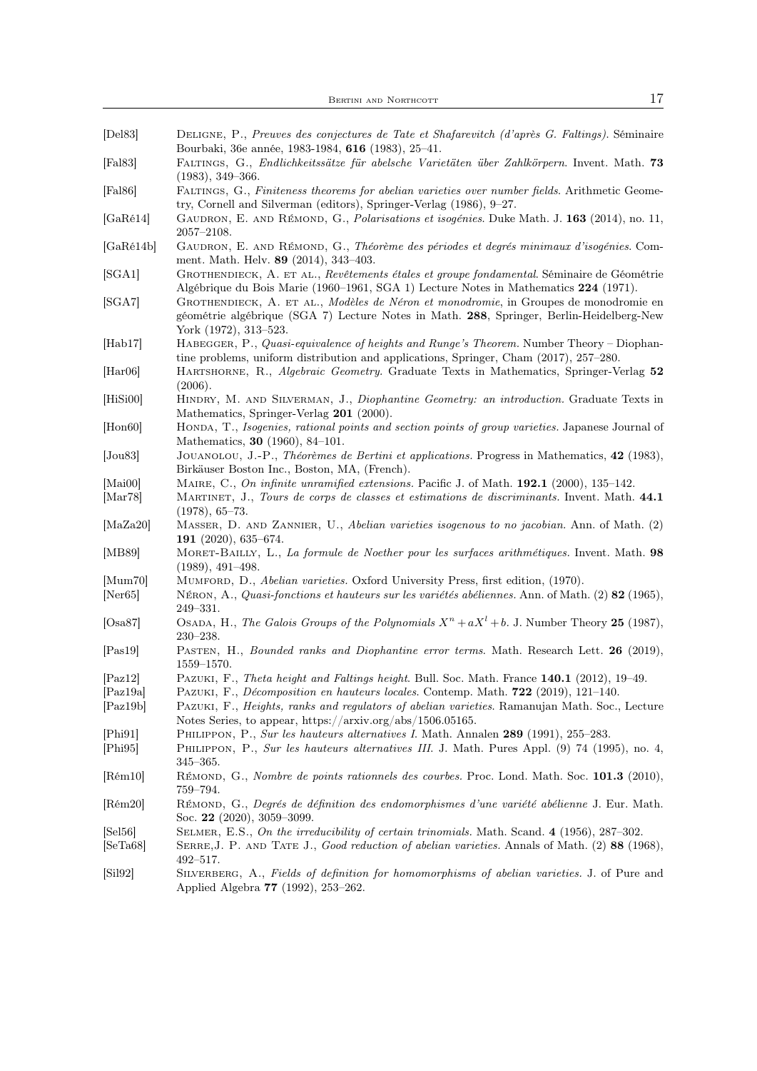[Del83] Deligne, P., *Preuves des conjectures de Tate et Shafarevitch (d'après G. Faltings)*. Séminaire Bourbaki, 36e année, 1983-1984, **616** (1983), 25–41.

[Fal83] Faltings, G., *Endlichkeitssätze für abelsche Varietäten über Zahlkörpern*. Invent. Math. **73** (1983), 349–366.

[Fal86] Faltings, G., *Finiteness theorems for abelian varieties over number fields*. Arithmetic Geometry, Cornell and Silverman (editors), Springer-Verlag (1986), 9–27.

[GaRé14] Gaudron, E. and Rémond, G., *Polarisations et isogénies*. Duke Math. J. **163** (2014), no. 11, 2057–2108.

[GaRé14b] Gaudron, E. and Rémond, G., *Théorème des périodes et degrés minimaux d'isogénies*. Comment. Math. Helv. **89** (2014), 343–403.

[SGA1] Grothendieck, A. et al., *Revêtements étales et groupe fondamental*. Séminaire de Géométrie Algébrique du Bois Marie (1960–1961, SGA 1) Lecture Notes in Mathematics **224** (1971).

[SGA7] Grothendieck, A. et al., *Modèles de Néron et monodromie*, in Groupes de monodromie en géométrie algébrique (SGA 7) Lecture Notes in Math. **288**, Springer, Berlin-Heidelberg-New York (1972), 313–523.

[Hab17] Habegger, P., *Quasi-equivalence of heights and Runge's Theorem*. Number Theory – Diophantine problems, uniform distribution and applications, Springer, Cham (2017), 257–280.

[Har06] Hartshorne, R., *Algebraic Geometry*. Graduate Texts in Mathematics, Springer-Verlag **52** (2006).

[HiSi00] Hindry, M. and Silverman, J., *Diophantine Geometry: an introduction*. Graduate Texts in Mathematics, Springer-Verlag **201** (2000).

[Hon60] Honda, T., *Isogenies, rational points and section points of group varieties*. Japanese Journal of Mathematics, **30** (1960), 84–101.

[Jou83] Jouanolou, J.-P., *Théorèmes de Bertini et applications*. Progress in Mathematics, **42** (1983), Birkäuser Boston Inc., Boston, MA, (French).

[Mai00] Maire, C., *On infinite unramified extensions*. Pacific J. of Math. **192.1** (2000), 135–142.

[Mar78] Martinet, J., *Tours de corps de classes et estimations de discriminants*. Invent. Math. **44.1** (1978), 65–73.

[MaZa20] Masser, D. and Zannier, U., *Abelian varieties isogenous to no jacobian*. Ann. of Math. (2) **191** (2020), 635–674.

[MB89] Moret-Bailly, L., *La formule de Noether pour les surfaces arithmétiques*. Invent. Math. **98** (1989), 491–498.

[Mum70] Mumford, D., *Abelian varieties*. Oxford University Press, first edition, (1970).

[Ner65] Néron, A., *Quasi-fonctions et hauteurs sur les variétés abéliennes*. Ann. of Math. (2) **82** (1965), 249–331.

[Osa87] Osada, H., *The Galois Groups of the Polynomials $X^n + aX^l + b$*. J. Number Theory **25** (1987), 230–238.

[Pas19] Pasten, H., *Bounded ranks and Diophantine error terms*. Math. Research Lett. **26** (2019), 1559–1570.

[Paz12] Pazuki, F., *Theta height and Faltings height*. Bull. Soc. Math. France **140.1** (2012), 19–49.

[Paz19a] Pazuki, F., *Décomposition en hauteurs locales*. Contemp. Math. **722** (2019), 121–140.

[Paz19b] Pazuki, F., *Heights, ranks and regulators of abelian varieties*. Ramanujan Math. Soc., Lecture Notes Series, to appear, https://arxiv.org/abs/1506.05165.

[Phi91] Philippon, P., *Sur les hauteurs alternatives I*. Math. Annalen **289** (1991), 255–283.

[Phi95] Philippon, P., *Sur les hauteurs alternatives III*. J. Math. Pures Appl. (9) 74 (1995), no. 4, 345–365.

[Rém10] Rémond, G., *Nombre de points rationnels des courbes*. Proc. Lond. Math. Soc. **101.3** (2010), 759–794.

[Rém20] Rémond, G., *Degrés de définition des endomorphismes d'une variété abélienne* J. Eur. Math. Soc. **22** (2020), 3059–3099.

[Sel56] Selmer, E.S., *On the irreducibility of certain trinomials*. Math. Scand. **4** (1956), 287–302.

[SeTa68] Serre,J. P. and Tate J., *Good reduction of abelian varieties*. Annals of Math. (2) **88** (1968), 492–517.

[Sil92] Silverberg, A., *Fields of definition for homomorphisms of abelian varieties*. J. of Pure and Applied Algebra **77** (1992), 253–262.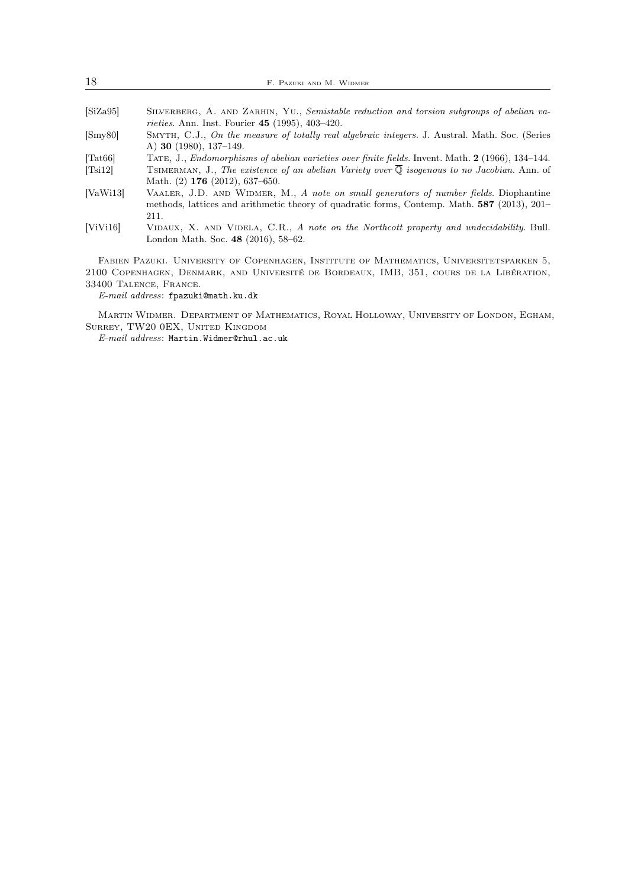[SiZa95] Silverberg, A. and Zarhin, Yu., *Semistable reduction and torsion subgroups of abelian varieties*. Ann. Inst. Fourier **45** (1995), 403–420.

[Smy80] Smyth, C.J., *On the measure of totally real algebraic integers.* J. Austral. Math. Soc. (Series A) **30** (1980), 137–149.

[Tat66] Tate, J., *Endomorphisms of abelian varieties over finite fields.* Invent. Math. **2** (1966), 134–144.

[Tsi12] Tsimerman, J., *The existence of an abelian Variety over $\overline{\mathbb{Q}}$ isogenous to no Jacobian.* Ann. of Math. (2) **176** (2012), 637–650.

[VaWi13] Vaaler, J.D. and Widmer, M., *A note on small generators of number fields.* Diophantine methods, lattices and arithmetic theory of quadratic forms, Contemp. Math. **587** (2013), 201–211.

[ViVi16] Vidaux, X. and Videla, C.R., *A note on the Northcott property and undecidability.* Bull. London Math. Soc. **48** (2016), 58–62.

Fabien Pazuki. University of Copenhagen, Institute of Mathematics, Universitetsparken 5, 2100 Copenhagen, Denmark, and Université de Bordeaux, IMB, 351, cours de la Libération, 33400 Talence, France.

*E-mail address*: fpazuki@math.ku.dk

Martin Widmer. Department of Mathematics, Royal Holloway, University of London, Egham, Surrey, TW20 0EX, United Kingdom

*E-mail address*: Martin.Widmer@rhul.ac.uk